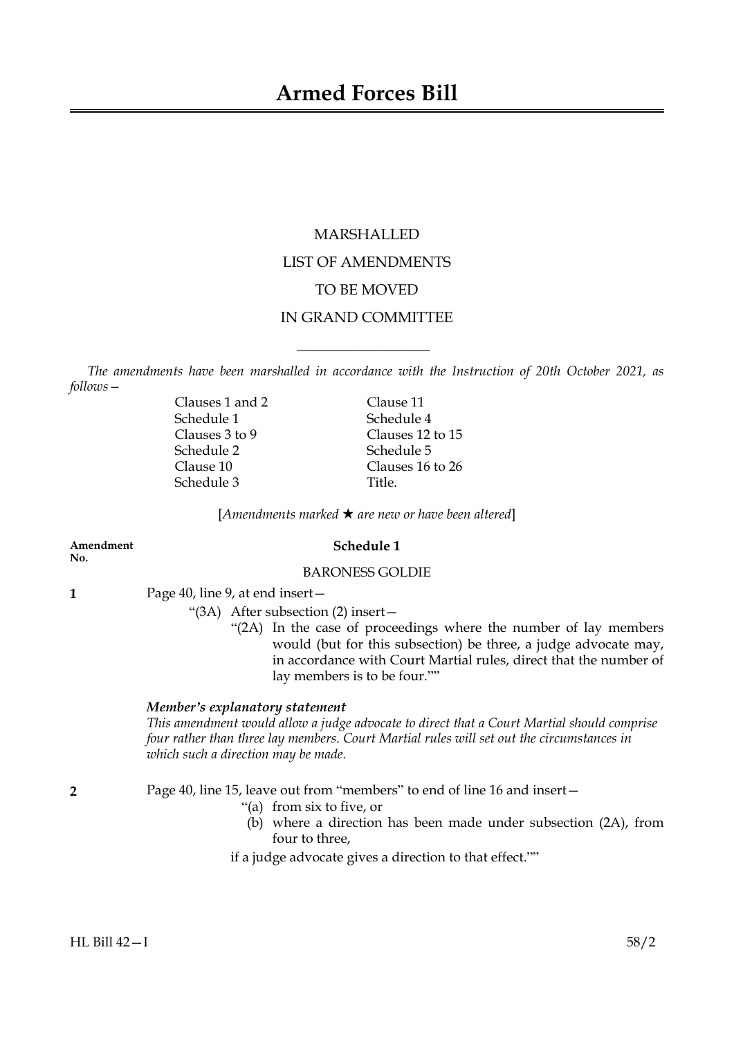# Armed Forces Bill

MARSHALLED

LIST OF AMENDMENTS

TO BE MOVED

IN GRAND COMMITTEE

---

*The amendments have been marshalled in accordance with the Instruction of 20th October 2021, as follows—*

| | |
|---|---|
| Clauses 1 and 2 | Clause 11 |
| Schedule 1 | Schedule 4 |
| Clauses 3 to 9 | Clauses 12 to 15 |
| Schedule 2 | Schedule 5 |
| Clause 10 | Clauses 16 to 26 |
| Schedule 3 | Title. |

[*Amendments marked ★ are new or have been altered*]

**Amendment No.**

## Schedule 1

BARONESS GOLDIE

**1** Page 40, line 9, at end insert—

"(3A) After subsection (2) insert—

"(2A) In the case of proceedings where the number of lay members would (but for this subsection) be three, a judge advocate may, in accordance with Court Martial rules, direct that the number of lay members is to be four.""

***Member's explanatory statement***

*This amendment would allow a judge advocate to direct that a Court Martial should comprise four rather than three lay members. Court Martial rules will set out the circumstances in which such a direction may be made.*

**2** Page 40, line 15, leave out from "members" to end of line 16 and insert—

"(a) from six to five, or

(b) where a direction has been made under subsection (2A), from four to three,

if a judge advocate gives a direction to that effect.""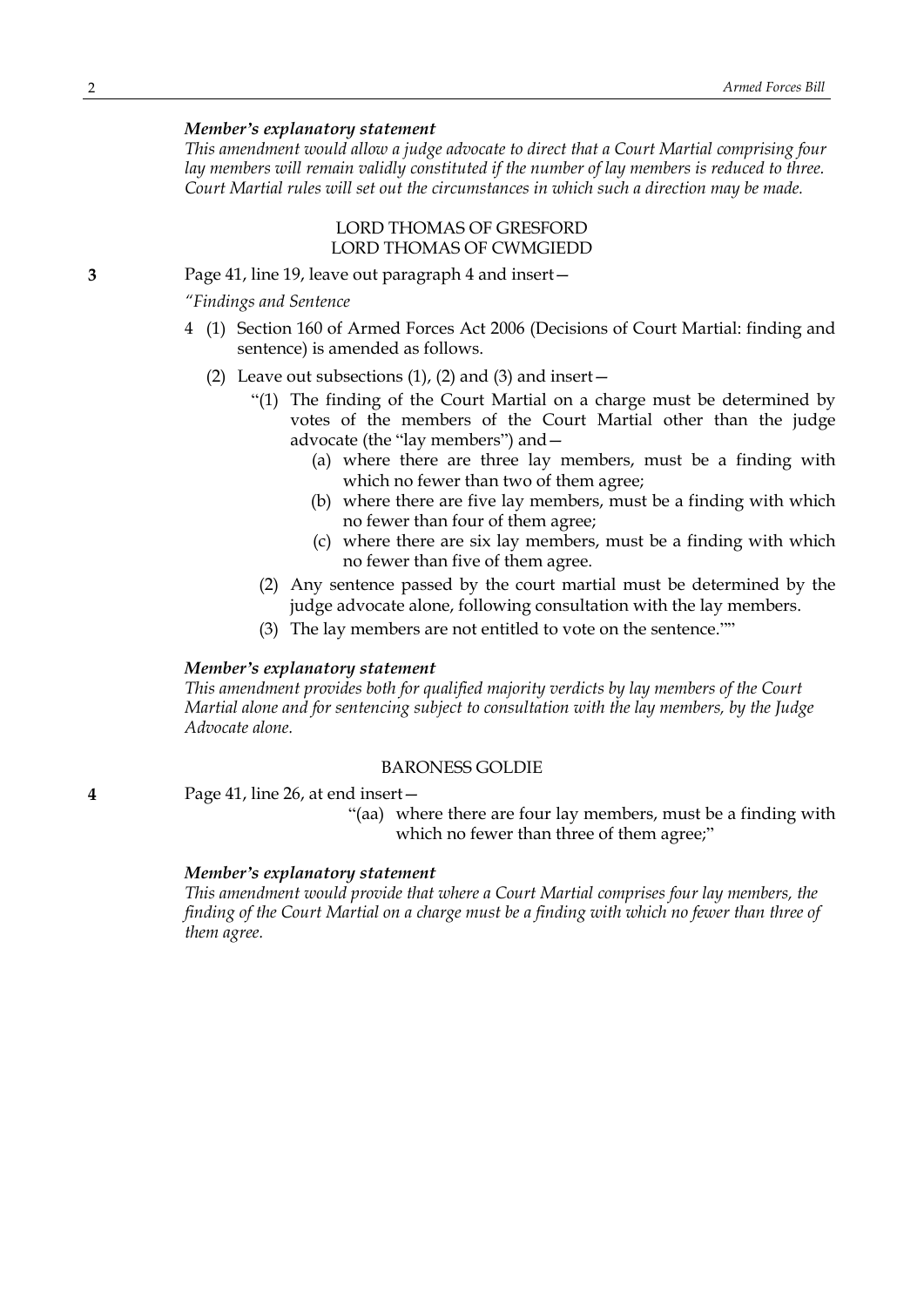***Member's explanatory statement***

*This amendment would allow a judge advocate to direct that a Court Martial comprising four lay members will remain validly constituted if the number of lay members is reduced to three. Court Martial rules will set out the circumstances in which such a direction may be made.*

LORD THOMAS OF GRESFORD
LORD THOMAS OF CWMGIEDD

**3** Page 41, line 19, leave out paragraph 4 and insert—

*"Findings and Sentence*

4 (1) Section 160 of Armed Forces Act 2006 (Decisions of Court Martial: finding and sentence) is amended as follows.

(2) Leave out subsections (1), (2) and (3) and insert—

"(1) The finding of the Court Martial on a charge must be determined by votes of the members of the Court Martial other than the judge advocate (the "lay members") and—

(a) where there are three lay members, must be a finding with which no fewer than two of them agree;

(b) where there are five lay members, must be a finding with which no fewer than four of them agree;

(c) where there are six lay members, must be a finding with which no fewer than five of them agree.

(2) Any sentence passed by the court martial must be determined by the judge advocate alone, following consultation with the lay members.

(3) The lay members are not entitled to vote on the sentence.""

***Member's explanatory statement***

*This amendment provides both for qualified majority verdicts by lay members of the Court Martial alone and for sentencing subject to consultation with the lay members, by the Judge Advocate alone.*

BARONESS GOLDIE

**4** Page 41, line 26, at end insert—

"(aa) where there are four lay members, must be a finding with which no fewer than three of them agree;"

***Member's explanatory statement***

*This amendment would provide that where a Court Martial comprises four lay members, the finding of the Court Martial on a charge must be a finding with which no fewer than three of them agree.*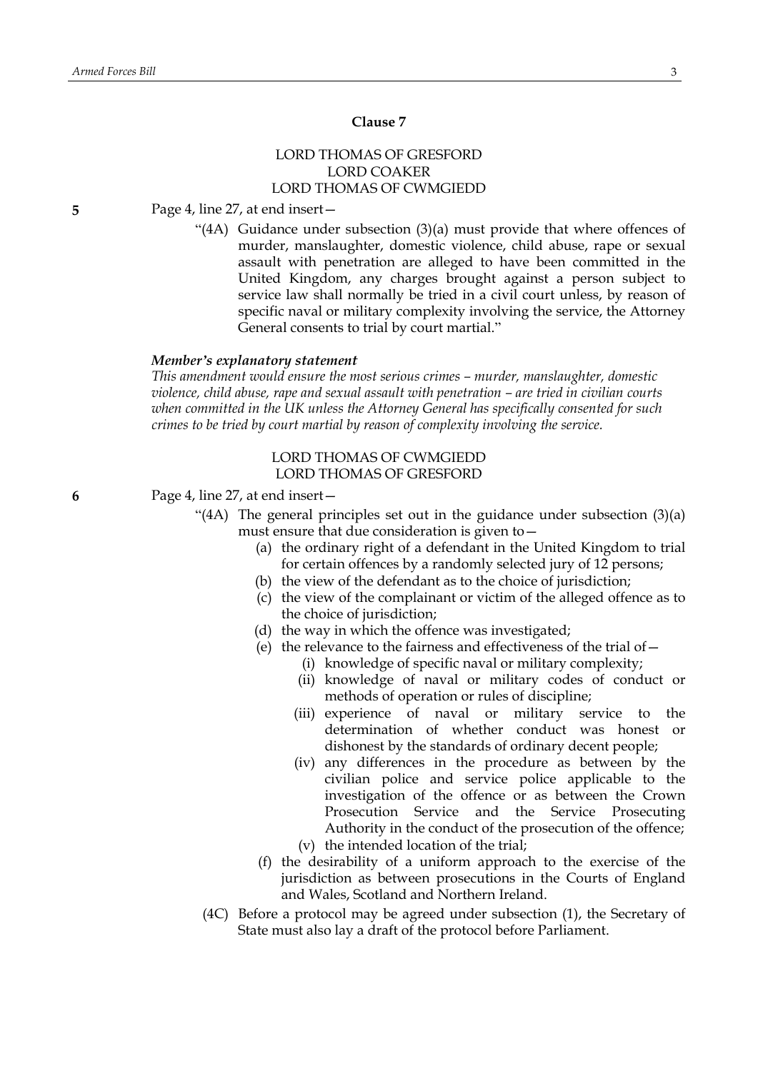## Clause 7

LORD THOMAS OF GRESFORD
LORD COAKER
LORD THOMAS OF CWMGIEDD

**5** Page 4, line 27, at end insert—

"(4A) Guidance under subsection (3)(a) must provide that where offences of murder, manslaughter, domestic violence, child abuse, rape or sexual assault with penetration are alleged to have been committed in the United Kingdom, any charges brought against a person subject to service law shall normally be tried in a civil court unless, by reason of specific naval or military complexity involving the service, the Attorney General consents to trial by court martial."

***Member's explanatory statement***

*This amendment would ensure the most serious crimes – murder, manslaughter, domestic violence, child abuse, rape and sexual assault with penetration – are tried in civilian courts when committed in the UK unless the Attorney General has specifically consented for such crimes to be tried by court martial by reason of complexity involving the service.*

LORD THOMAS OF CWMGIEDD
LORD THOMAS OF GRESFORD

**6** Page 4, line 27, at end insert—

"(4A) The general principles set out in the guidance under subsection (3)(a) must ensure that due consideration is given to—

(a) the ordinary right of a defendant in the United Kingdom to trial for certain offences by a randomly selected jury of 12 persons;

(b) the view of the defendant as to the choice of jurisdiction;

(c) the view of the complainant or victim of the alleged offence as to the choice of jurisdiction;

(d) the way in which the offence was investigated;

(e) the relevance to the fairness and effectiveness of the trial of—

(i) knowledge of specific naval or military complexity;

(ii) knowledge of naval or military codes of conduct or methods of operation or rules of discipline;

(iii) experience of naval or military service to the determination of whether conduct was honest or dishonest by the standards of ordinary decent people;

(iv) any differences in the procedure as between by the civilian police and service police applicable to the investigation of the offence or as between the Crown Prosecution Service and the Service Prosecuting Authority in the conduct of the prosecution of the offence;

(v) the intended location of the trial;

(f) the desirability of a uniform approach to the exercise of the jurisdiction as between prosecutions in the Courts of England and Wales, Scotland and Northern Ireland.

(4C) Before a protocol may be agreed under subsection (1), the Secretary of State must also lay a draft of the protocol before Parliament.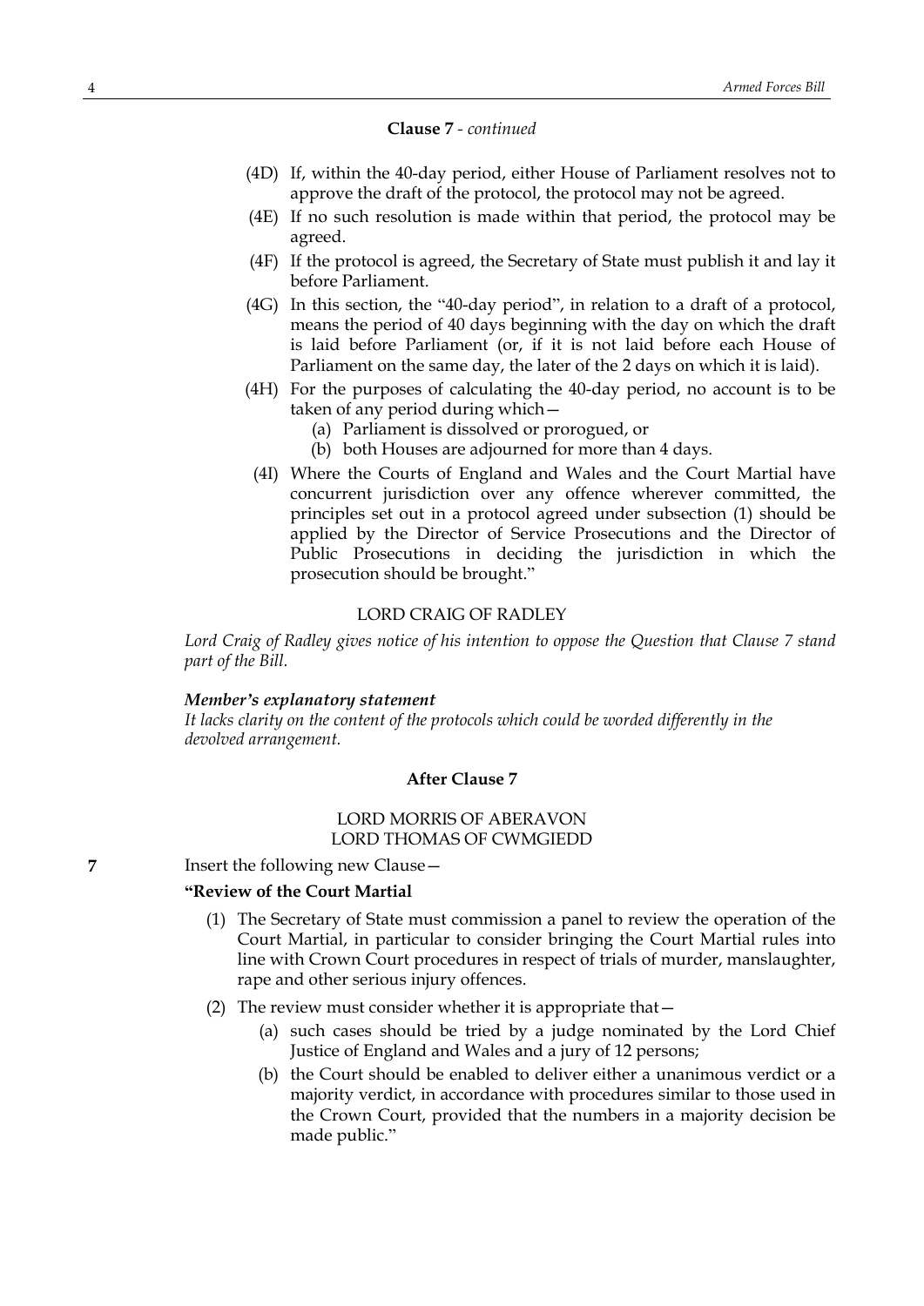**Clause 7** - *continued*

(4D) If, within the 40-day period, either House of Parliament resolves not to approve the draft of the protocol, the protocol may not be agreed.

(4E) If no such resolution is made within that period, the protocol may be agreed.

(4F) If the protocol is agreed, the Secretary of State must publish it and lay it before Parliament.

(4G) In this section, the "40-day period", in relation to a draft of a protocol, means the period of 40 days beginning with the day on which the draft is laid before Parliament (or, if it is not laid before each House of Parliament on the same day, the later of the 2 days on which it is laid).

(4H) For the purposes of calculating the 40-day period, no account is to be taken of any period during which—

- (a) Parliament is dissolved or prorogued, or
- (b) both Houses are adjourned for more than 4 days.

(4I) Where the Courts of England and Wales and the Court Martial have concurrent jurisdiction over any offence wherever committed, the principles set out in a protocol agreed under subsection (1) should be applied by the Director of Service Prosecutions and the Director of Public Prosecutions in deciding the jurisdiction in which the prosecution should be brought."

LORD CRAIG OF RADLEY

*Lord Craig of Radley gives notice of his intention to oppose the Question that Clause 7 stand part of the Bill.*

***Member's explanatory statement***

*It lacks clarity on the content of the protocols which could be worded differently in the devolved arrangement.*

**After Clause 7**

LORD MORRIS OF ABERAVON
LORD THOMAS OF CWMGIEDD

**7** Insert the following new Clause—

**"Review of the Court Martial**

(1) The Secretary of State must commission a panel to review the operation of the Court Martial, in particular to consider bringing the Court Martial rules into line with Crown Court procedures in respect of trials of murder, manslaughter, rape and other serious injury offences.

(2) The review must consider whether it is appropriate that—

- (a) such cases should be tried by a judge nominated by the Lord Chief Justice of England and Wales and a jury of 12 persons;
- (b) the Court should be enabled to deliver either a unanimous verdict or a majority verdict, in accordance with procedures similar to those used in the Crown Court, provided that the numbers in a majority decision be made public."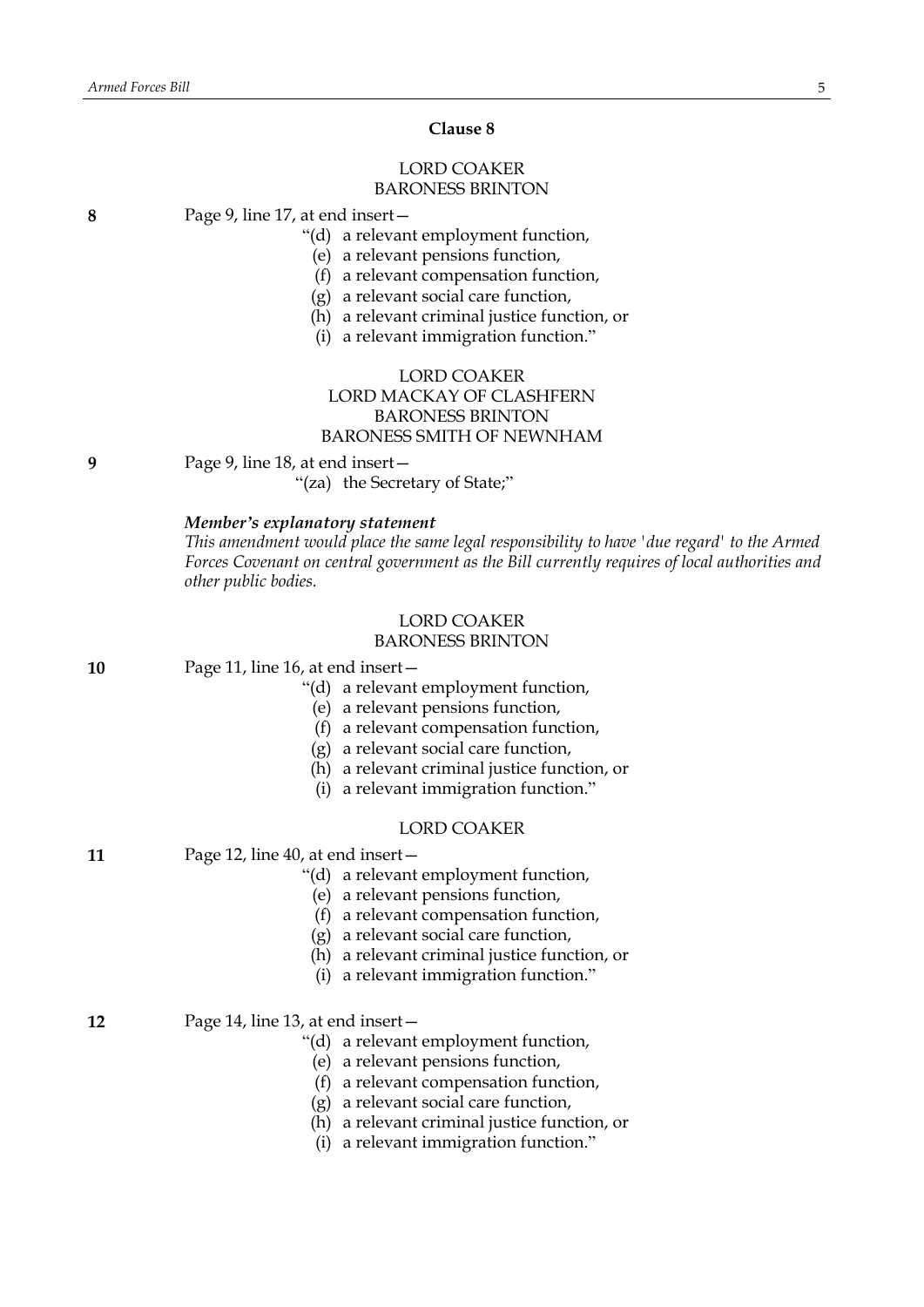## Clause 8

LORD COAKER
BARONESS BRINTON

**8** Page 9, line 17, at end insert—

"(d) a relevant employment function,
(e) a relevant pensions function,
(f) a relevant compensation function,
(g) a relevant social care function,
(h) a relevant criminal justice function, or
(i) a relevant immigration function."

LORD COAKER
LORD MACKAY OF CLASHFERN
BARONESS BRINTON
BARONESS SMITH OF NEWNHAM

**9** Page 9, line 18, at end insert—

"(za) the Secretary of State;"

***Member's explanatory statement***
*This amendment would place the same legal responsibility to have 'due regard' to the Armed Forces Covenant on central government as the Bill currently requires of local authorities and other public bodies.*

LORD COAKER
BARONESS BRINTON

**10** Page 11, line 16, at end insert—

"(d) a relevant employment function,
(e) a relevant pensions function,
(f) a relevant compensation function,
(g) a relevant social care function,
(h) a relevant criminal justice function, or
(i) a relevant immigration function."

LORD COAKER

**11** Page 12, line 40, at end insert—

"(d) a relevant employment function,
(e) a relevant pensions function,
(f) a relevant compensation function,
(g) a relevant social care function,
(h) a relevant criminal justice function, or
(i) a relevant immigration function."

**12** Page 14, line 13, at end insert—

"(d) a relevant employment function,
(e) a relevant pensions function,
(f) a relevant compensation function,
(g) a relevant social care function,
(h) a relevant criminal justice function, or
(i) a relevant immigration function."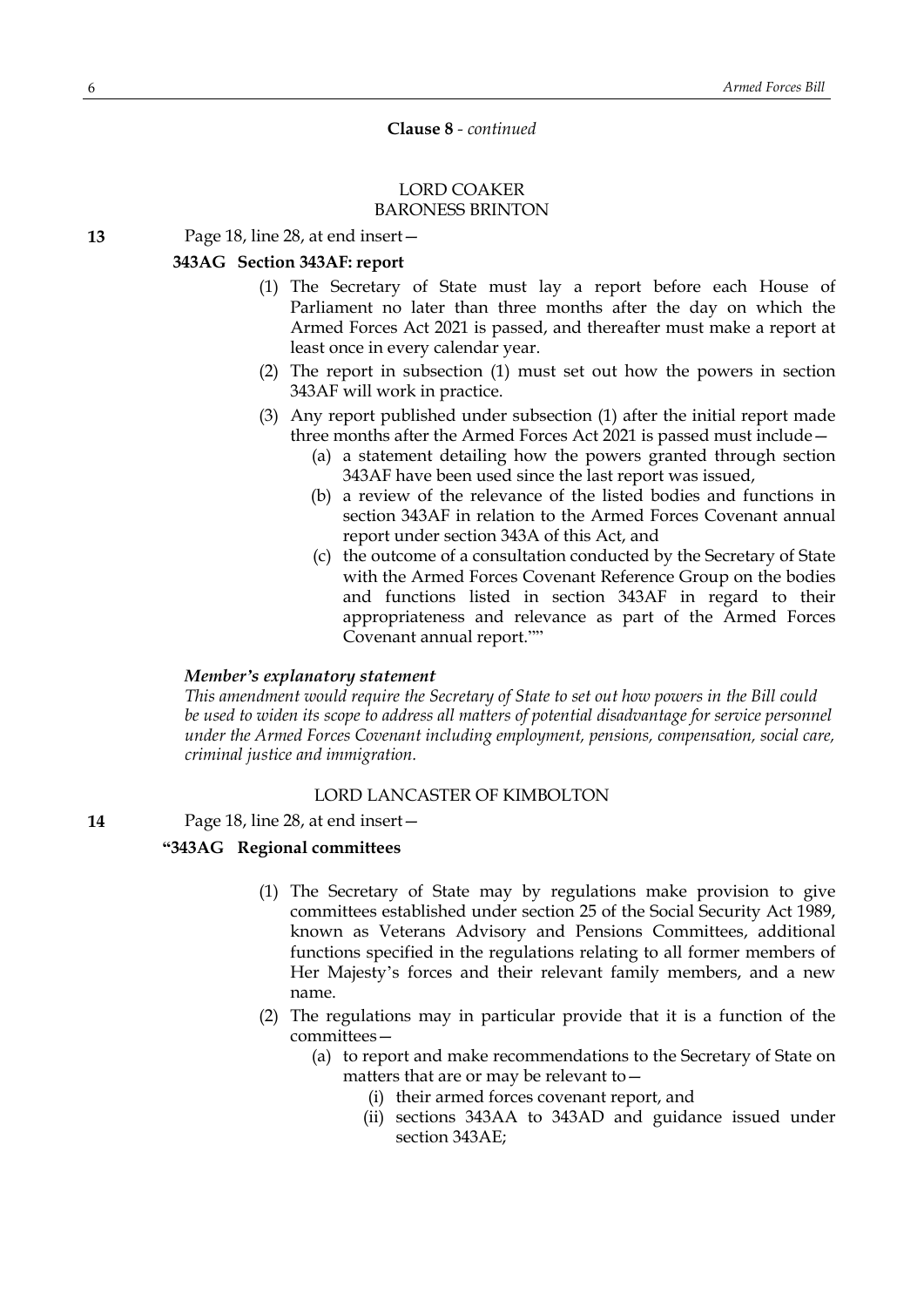**Clause 8** - *continued*

LORD COAKER
BARONESS BRINTON

**13** Page 18, line 28, at end insert—

**343AG Section 343AF: report**

(1) The Secretary of State must lay a report before each House of Parliament no later than three months after the day on which the Armed Forces Act 2021 is passed, and thereafter must make a report at least once in every calendar year.

(2) The report in subsection (1) must set out how the powers in section 343AF will work in practice.

(3) Any report published under subsection (1) after the initial report made three months after the Armed Forces Act 2021 is passed must include—

(a) a statement detailing how the powers granted through section 343AF have been used since the last report was issued,

(b) a review of the relevance of the listed bodies and functions in section 343AF in relation to the Armed Forces Covenant annual report under section 343A of this Act, and

(c) the outcome of a consultation conducted by the Secretary of State with the Armed Forces Covenant Reference Group on the bodies and functions listed in section 343AF in regard to their appropriateness and relevance as part of the Armed Forces Covenant annual report.""

***Member's explanatory statement***

*This amendment would require the Secretary of State to set out how powers in the Bill could be used to widen its scope to address all matters of potential disadvantage for service personnel under the Armed Forces Covenant including employment, pensions, compensation, social care, criminal justice and immigration.*

LORD LANCASTER OF KIMBOLTON

**14** Page 18, line 28, at end insert—

**"343AG Regional committees**

(1) The Secretary of State may by regulations make provision to give committees established under section 25 of the Social Security Act 1989, known as Veterans Advisory and Pensions Committees, additional functions specified in the regulations relating to all former members of Her Majesty's forces and their relevant family members, and a new name.

(2) The regulations may in particular provide that it is a function of the committees—

(a) to report and make recommendations to the Secretary of State on matters that are or may be relevant to—

(i) their armed forces covenant report, and

(ii) sections 343AA to 343AD and guidance issued under section 343AE;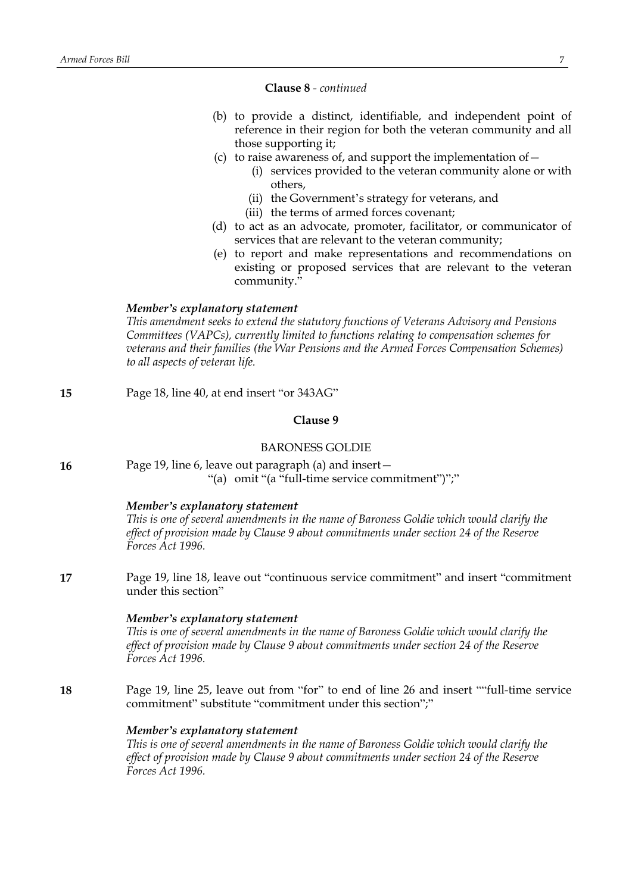**Clause 8** - *continued*

(b) to provide a distinct, identifiable, and independent point of reference in their region for both the veteran community and all those supporting it;

(c) to raise awareness of, and support the implementation of—

(i) services provided to the veteran community alone or with others,

(ii) the Government's strategy for veterans, and

(iii) the terms of armed forces covenant;

(d) to act as an advocate, promoter, facilitator, or communicator of services that are relevant to the veteran community;

(e) to report and make representations and recommendations on existing or proposed services that are relevant to the veteran community."

***Member's explanatory statement***

*This amendment seeks to extend the statutory functions of Veterans Advisory and Pensions Committees (VAPCs), currently limited to functions relating to compensation schemes for veterans and their families (the War Pensions and the Armed Forces Compensation Schemes) to all aspects of veteran life.*

**15** Page 18, line 40, at end insert "or 343AG"

**Clause 9**

BARONESS GOLDIE

**16** Page 19, line 6, leave out paragraph (a) and insert—

"(a) omit "(a "full-time service commitment")";"

***Member's explanatory statement***

*This is one of several amendments in the name of Baroness Goldie which would clarify the effect of provision made by Clause 9 about commitments under section 24 of the Reserve Forces Act 1996.*

**17** Page 19, line 18, leave out "continuous service commitment" and insert "commitment under this section"

***Member's explanatory statement***

*This is one of several amendments in the name of Baroness Goldie which would clarify the effect of provision made by Clause 9 about commitments under section 24 of the Reserve Forces Act 1996.*

**18** Page 19, line 25, leave out from "for" to end of line 26 and insert ""full-time service commitment" substitute "commitment under this section";"

***Member's explanatory statement***

*This is one of several amendments in the name of Baroness Goldie which would clarify the effect of provision made by Clause 9 about commitments under section 24 of the Reserve Forces Act 1996.*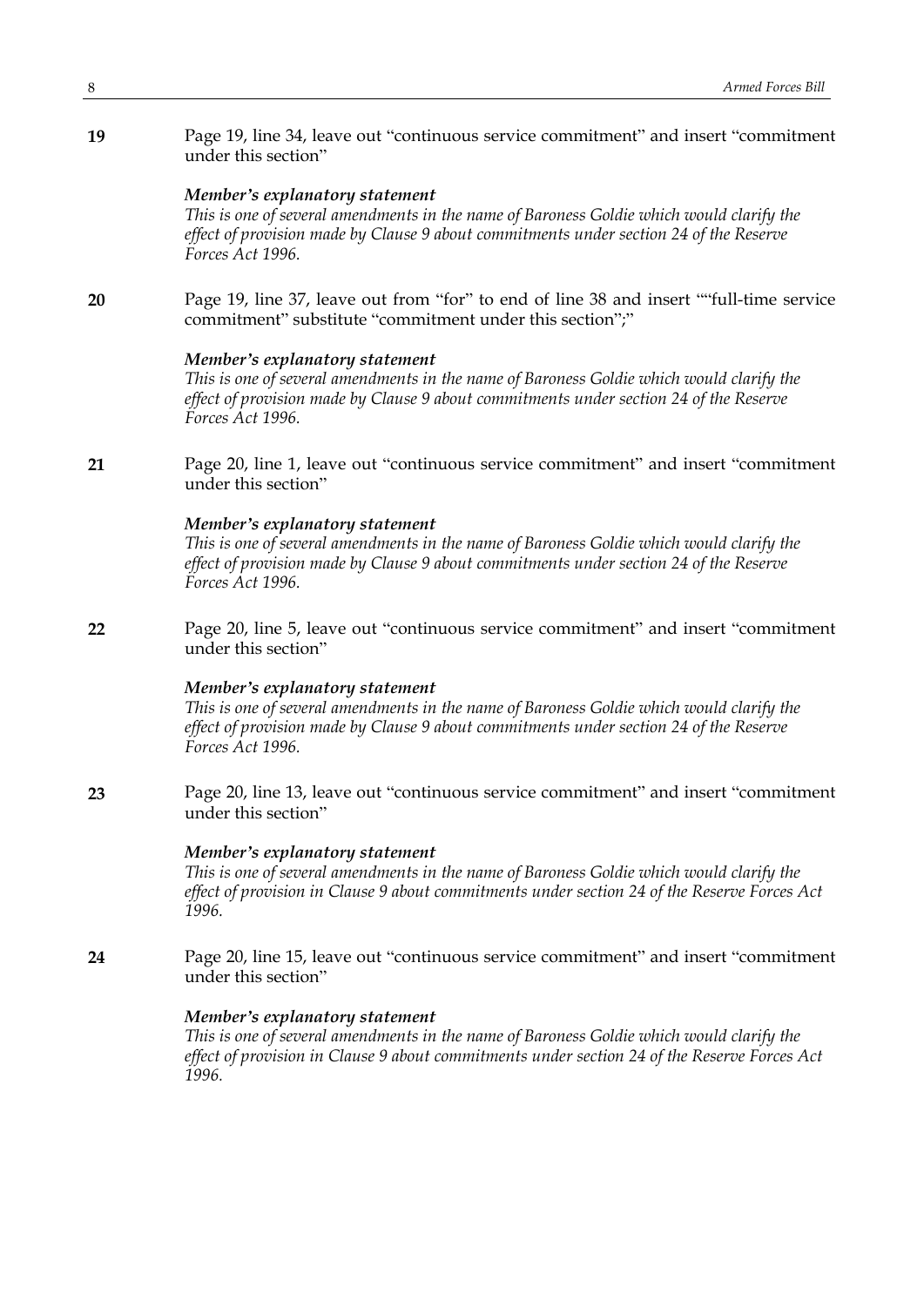**19** Page 19, line 34, leave out "continuous service commitment" and insert "commitment under this section"

***Member's explanatory statement***

*This is one of several amendments in the name of Baroness Goldie which would clarify the effect of provision made by Clause 9 about commitments under section 24 of the Reserve Forces Act 1996.*

**20** Page 19, line 37, leave out from "for" to end of line 38 and insert ""full-time service commitment" substitute "commitment under this section";"

***Member's explanatory statement***

*This is one of several amendments in the name of Baroness Goldie which would clarify the effect of provision made by Clause 9 about commitments under section 24 of the Reserve Forces Act 1996.*

**21** Page 20, line 1, leave out "continuous service commitment" and insert "commitment under this section"

***Member's explanatory statement***

*This is one of several amendments in the name of Baroness Goldie which would clarify the effect of provision made by Clause 9 about commitments under section 24 of the Reserve Forces Act 1996.*

**22** Page 20, line 5, leave out "continuous service commitment" and insert "commitment under this section"

***Member's explanatory statement***

*This is one of several amendments in the name of Baroness Goldie which would clarify the effect of provision made by Clause 9 about commitments under section 24 of the Reserve Forces Act 1996.*

**23** Page 20, line 13, leave out "continuous service commitment" and insert "commitment under this section"

***Member's explanatory statement***

*This is one of several amendments in the name of Baroness Goldie which would clarify the effect of provision in Clause 9 about commitments under section 24 of the Reserve Forces Act 1996.*

**24** Page 20, line 15, leave out "continuous service commitment" and insert "commitment under this section"

***Member's explanatory statement***

*This is one of several amendments in the name of Baroness Goldie which would clarify the effect of provision in Clause 9 about commitments under section 24 of the Reserve Forces Act 1996.*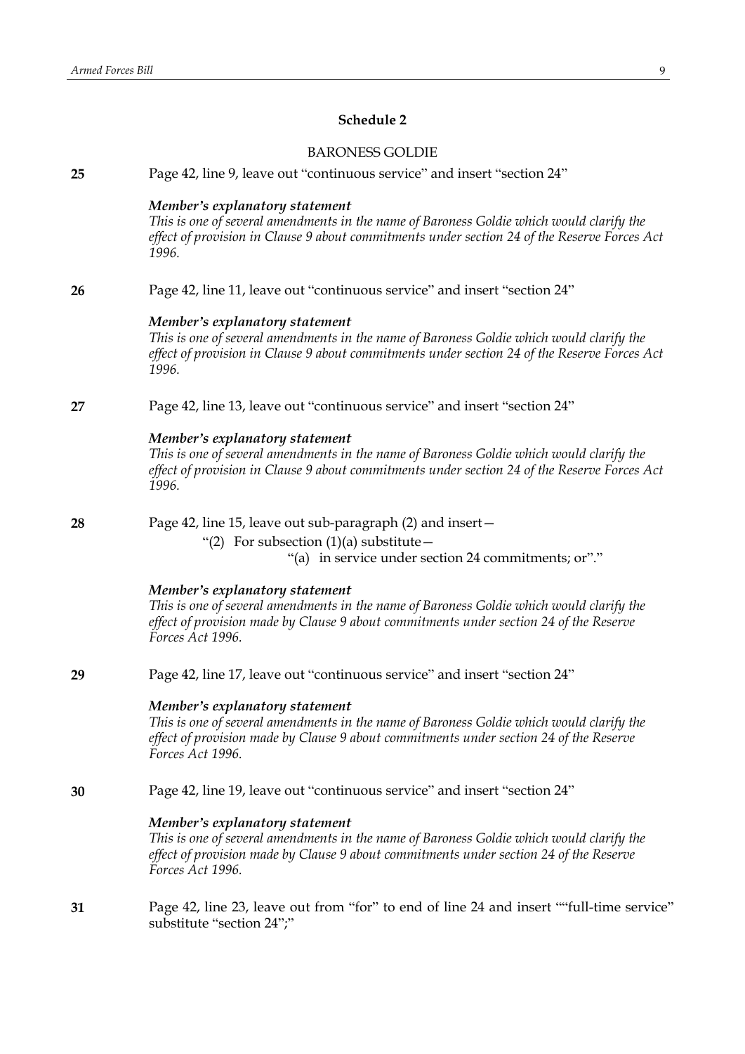## Schedule 2

BARONESS GOLDIE

**25** Page 42, line 9, leave out "continuous service" and insert "section 24"

***Member's explanatory statement***

*This is one of several amendments in the name of Baroness Goldie which would clarify the effect of provision in Clause 9 about commitments under section 24 of the Reserve Forces Act 1996.*

**26** Page 42, line 11, leave out "continuous service" and insert "section 24"

***Member's explanatory statement***

*This is one of several amendments in the name of Baroness Goldie which would clarify the effect of provision in Clause 9 about commitments under section 24 of the Reserve Forces Act 1996.*

**27** Page 42, line 13, leave out "continuous service" and insert "section 24"

***Member's explanatory statement***

*This is one of several amendments in the name of Baroness Goldie which would clarify the effect of provision in Clause 9 about commitments under section 24 of the Reserve Forces Act 1996.*

**28** Page 42, line 15, leave out sub-paragraph (2) and insert—

"(2) For subsection (1)(a) substitute—

"(a) in service under section 24 commitments; or"."

***Member's explanatory statement***

*This is one of several amendments in the name of Baroness Goldie which would clarify the effect of provision made by Clause 9 about commitments under section 24 of the Reserve Forces Act 1996.*

**29** Page 42, line 17, leave out "continuous service" and insert "section 24"

***Member's explanatory statement***

*This is one of several amendments in the name of Baroness Goldie which would clarify the effect of provision made by Clause 9 about commitments under section 24 of the Reserve Forces Act 1996.*

**30** Page 42, line 19, leave out "continuous service" and insert "section 24"

***Member's explanatory statement***

*This is one of several amendments in the name of Baroness Goldie which would clarify the effect of provision made by Clause 9 about commitments under section 24 of the Reserve Forces Act 1996.*

**31** Page 42, line 23, leave out from "for" to end of line 24 and insert ""full-time service" substitute "section 24";"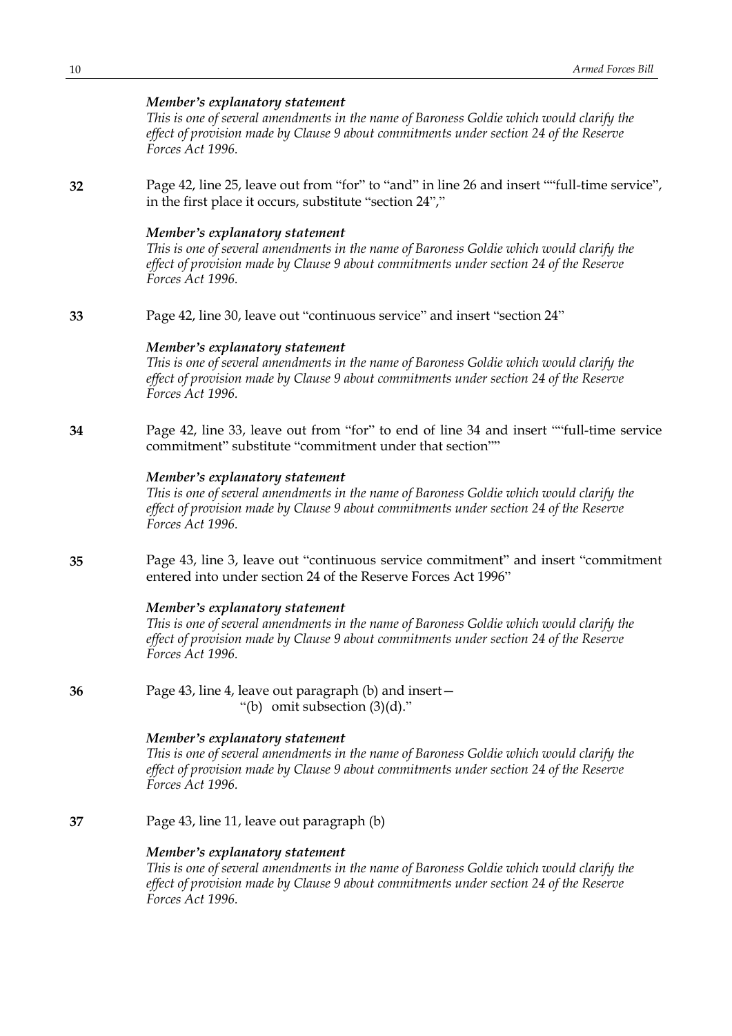*Member's explanatory statement*

*This is one of several amendments in the name of Baroness Goldie which would clarify the effect of provision made by Clause 9 about commitments under section 24 of the Reserve Forces Act 1996.*

**32** Page 42, line 25, leave out from "for" to "and" in line 26 and insert ""full-time service", in the first place it occurs, substitute "section 24","

*Member's explanatory statement*

*This is one of several amendments in the name of Baroness Goldie which would clarify the effect of provision made by Clause 9 about commitments under section 24 of the Reserve Forces Act 1996.*

**33** Page 42, line 30, leave out "continuous service" and insert "section 24"

*Member's explanatory statement*

*This is one of several amendments in the name of Baroness Goldie which would clarify the effect of provision made by Clause 9 about commitments under section 24 of the Reserve Forces Act 1996.*

**34** Page 42, line 33, leave out from "for" to end of line 34 and insert ""full-time service commitment" substitute "commitment under that section""

*Member's explanatory statement*

*This is one of several amendments in the name of Baroness Goldie which would clarify the effect of provision made by Clause 9 about commitments under section 24 of the Reserve Forces Act 1996.*

**35** Page 43, line 3, leave out "continuous service commitment" and insert "commitment entered into under section 24 of the Reserve Forces Act 1996"

*Member's explanatory statement*

*This is one of several amendments in the name of Baroness Goldie which would clarify the effect of provision made by Clause 9 about commitments under section 24 of the Reserve Forces Act 1996.*

**36** Page 43, line 4, leave out paragraph (b) and insert—

"(b) omit subsection (3)(d)."

*Member's explanatory statement*

*This is one of several amendments in the name of Baroness Goldie which would clarify the effect of provision made by Clause 9 about commitments under section 24 of the Reserve Forces Act 1996.*

**37** Page 43, line 11, leave out paragraph (b)

*Member's explanatory statement*

*This is one of several amendments in the name of Baroness Goldie which would clarify the effect of provision made by Clause 9 about commitments under section 24 of the Reserve Forces Act 1996.*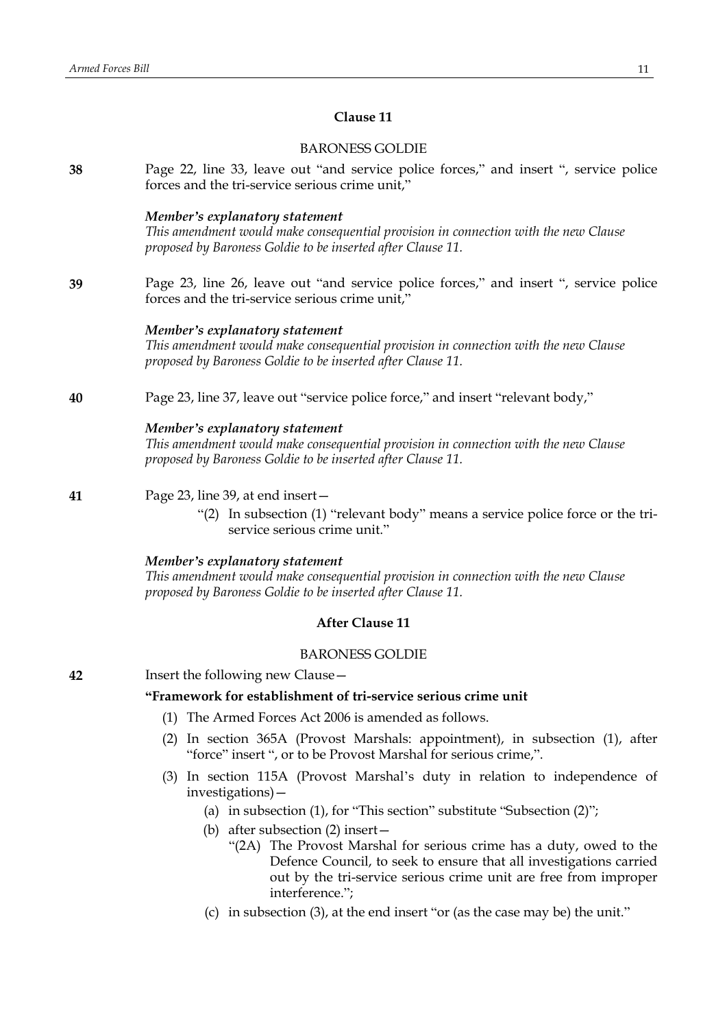## Clause 11

BARONESS GOLDIE

**38** Page 22, line 33, leave out "and service police forces," and insert ", service police forces and the tri-service serious crime unit,"

***Member's explanatory statement***
*This amendment would make consequential provision in connection with the new Clause proposed by Baroness Goldie to be inserted after Clause 11.*

**39** Page 23, line 26, leave out "and service police forces," and insert ", service police forces and the tri-service serious crime unit,"

***Member's explanatory statement***
*This amendment would make consequential provision in connection with the new Clause proposed by Baroness Goldie to be inserted after Clause 11.*

**40** Page 23, line 37, leave out "service police force," and insert "relevant body,"

***Member's explanatory statement***
*This amendment would make consequential provision in connection with the new Clause proposed by Baroness Goldie to be inserted after Clause 11.*

**41** Page 23, line 39, at end insert—

"(2) In subsection (1) "relevant body" means a service police force or the tri-service serious crime unit."

***Member's explanatory statement***
*This amendment would make consequential provision in connection with the new Clause proposed by Baroness Goldie to be inserted after Clause 11.*

## After Clause 11

BARONESS GOLDIE

**42** Insert the following new Clause—

**"Framework for establishment of tri-service serious crime unit**

(1) The Armed Forces Act 2006 is amended as follows.

(2) In section 365A (Provost Marshals: appointment), in subsection (1), after "force" insert ", or to be Provost Marshal for serious crime,".

(3) In section 115A (Provost Marshal's duty in relation to independence of investigations)—

(a) in subsection (1), for "This section" substitute "Subsection (2)";

(b) after subsection (2) insert—

"(2A) The Provost Marshal for serious crime has a duty, owed to the Defence Council, to seek to ensure that all investigations carried out by the tri-service serious crime unit are free from improper interference.";

(c) in subsection (3), at the end insert "or (as the case may be) the unit."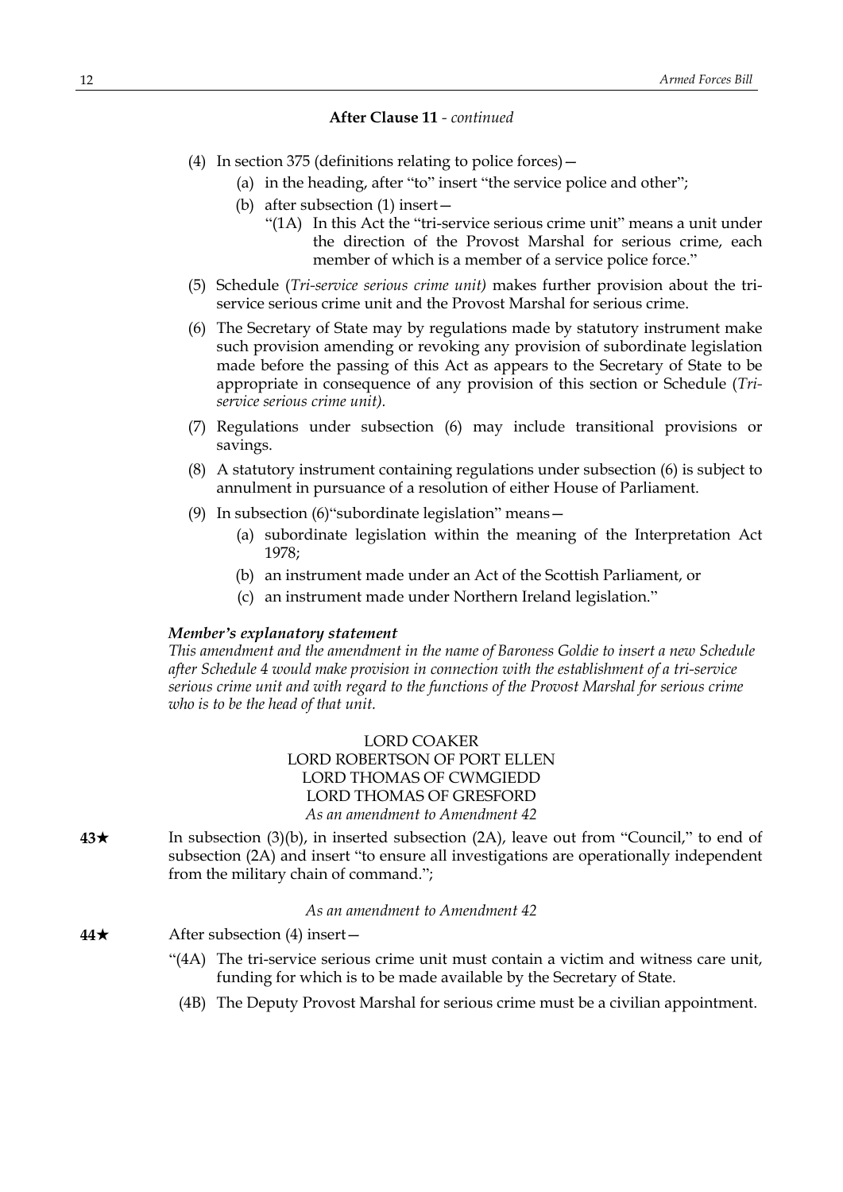**After Clause 11** - *continued*

(4) In section 375 (definitions relating to police forces)—

(a) in the heading, after "to" insert "the service police and other";

(b) after subsection (1) insert—

"(1A) In this Act the "tri-service serious crime unit" means a unit under the direction of the Provost Marshal for serious crime, each member of which is a member of a service police force."

(5) Schedule (*Tri-service serious crime unit)* makes further provision about the tri-service serious crime unit and the Provost Marshal for serious crime.

(6) The Secretary of State may by regulations made by statutory instrument make such provision amending or revoking any provision of subordinate legislation made before the passing of this Act as appears to the Secretary of State to be appropriate in consequence of any provision of this section or Schedule (*Tri-service serious crime unit).*

(7) Regulations under subsection (6) may include transitional provisions or savings.

(8) A statutory instrument containing regulations under subsection (6) is subject to annulment in pursuance of a resolution of either House of Parliament.

(9) In subsection (6)"subordinate legislation" means—

(a) subordinate legislation within the meaning of the Interpretation Act 1978;

(b) an instrument made under an Act of the Scottish Parliament, or

(c) an instrument made under Northern Ireland legislation."

***Member's explanatory statement***

*This amendment and the amendment in the name of Baroness Goldie to insert a new Schedule after Schedule 4 would make provision in connection with the establishment of a tri-service serious crime unit and with regard to the functions of the Provost Marshal for serious crime who is to be the head of that unit.*

LORD COAKER
LORD ROBERTSON OF PORT ELLEN
LORD THOMAS OF CWMGIEDD
LORD THOMAS OF GRESFORD
*As an amendment to Amendment 42*

**43★** In subsection (3)(b), in inserted subsection (2A), leave out from "Council," to end of subsection (2A) and insert "to ensure all investigations are operationally independent from the military chain of command.";

*As an amendment to Amendment 42*

**44★** After subsection (4) insert—

"(4A) The tri-service serious crime unit must contain a victim and witness care unit, funding for which is to be made available by the Secretary of State.

(4B) The Deputy Provost Marshal for serious crime must be a civilian appointment.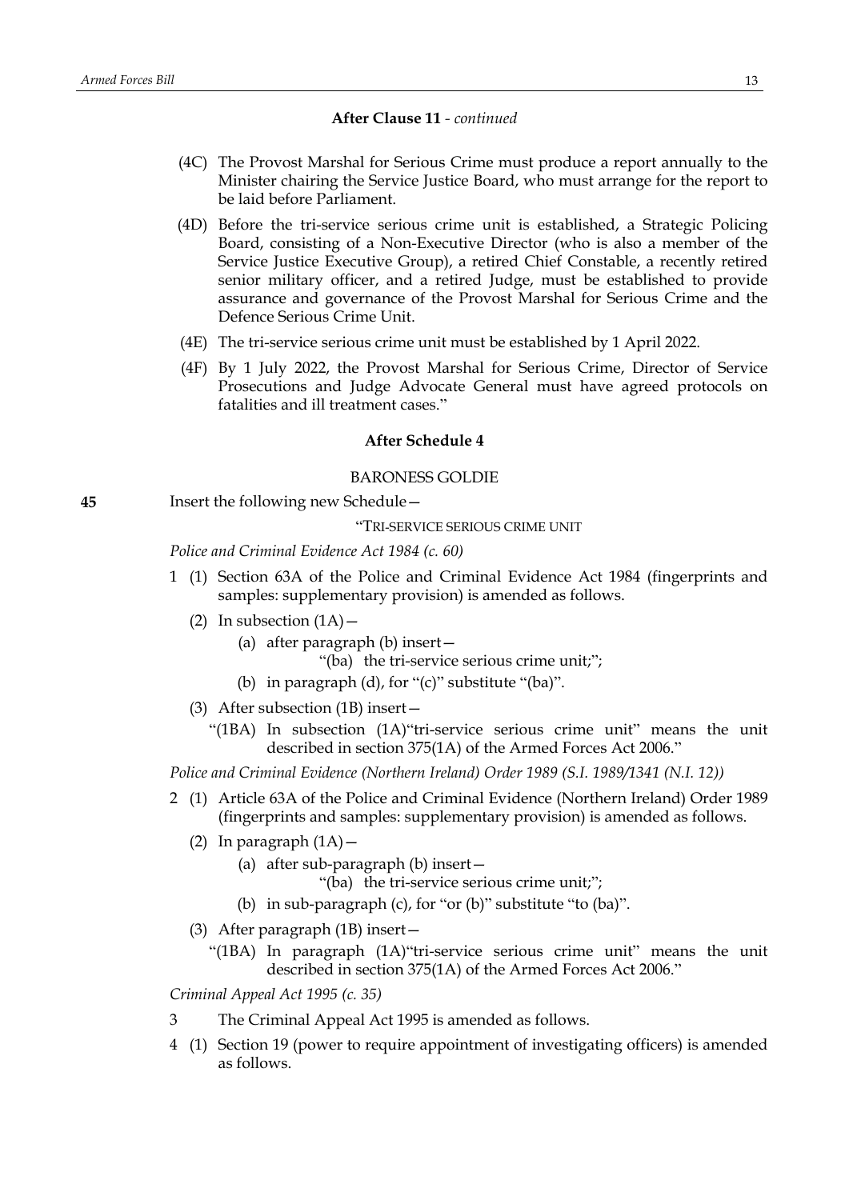**After Clause 11** - *continued*

(4C) The Provost Marshal for Serious Crime must produce a report annually to the Minister chairing the Service Justice Board, who must arrange for the report to be laid before Parliament.

(4D) Before the tri-service serious crime unit is established, a Strategic Policing Board, consisting of a Non-Executive Director (who is also a member of the Service Justice Executive Group), a retired Chief Constable, a recently retired senior military officer, and a retired Judge, must be established to provide assurance and governance of the Provost Marshal for Serious Crime and the Defence Serious Crime Unit.

(4E) The tri-service serious crime unit must be established by 1 April 2022.

(4F) By 1 July 2022, the Provost Marshal for Serious Crime, Director of Service Prosecutions and Judge Advocate General must have agreed protocols on fatalities and ill treatment cases."

**After Schedule 4**

BARONESS GOLDIE

**45** Insert the following new Schedule—

"TRI-SERVICE SERIOUS CRIME UNIT

*Police and Criminal Evidence Act 1984 (c. 60)*

1 (1) Section 63A of the Police and Criminal Evidence Act 1984 (fingerprints and samples: supplementary provision) is amended as follows.

(2) In subsection (1A)—

(a) after paragraph (b) insert—

"(ba) the tri-service serious crime unit;";

(b) in paragraph (d), for "(c)" substitute "(ba)".

(3) After subsection (1B) insert—

"(1BA) In subsection (1A)"tri-service serious crime unit" means the unit described in section 375(1A) of the Armed Forces Act 2006."

*Police and Criminal Evidence (Northern Ireland) Order 1989 (S.I. 1989/1341 (N.I. 12))*

2 (1) Article 63A of the Police and Criminal Evidence (Northern Ireland) Order 1989 (fingerprints and samples: supplementary provision) is amended as follows.

(2) In paragraph (1A)—

(a) after sub-paragraph (b) insert—

"(ba) the tri-service serious crime unit;";

(b) in sub-paragraph (c), for "or (b)" substitute "to (ba)".

(3) After paragraph (1B) insert—

"(1BA) In paragraph (1A)"tri-service serious crime unit" means the unit described in section 375(1A) of the Armed Forces Act 2006."

*Criminal Appeal Act 1995 (c. 35)*

3 The Criminal Appeal Act 1995 is amended as follows.

4 (1) Section 19 (power to require appointment of investigating officers) is amended as follows.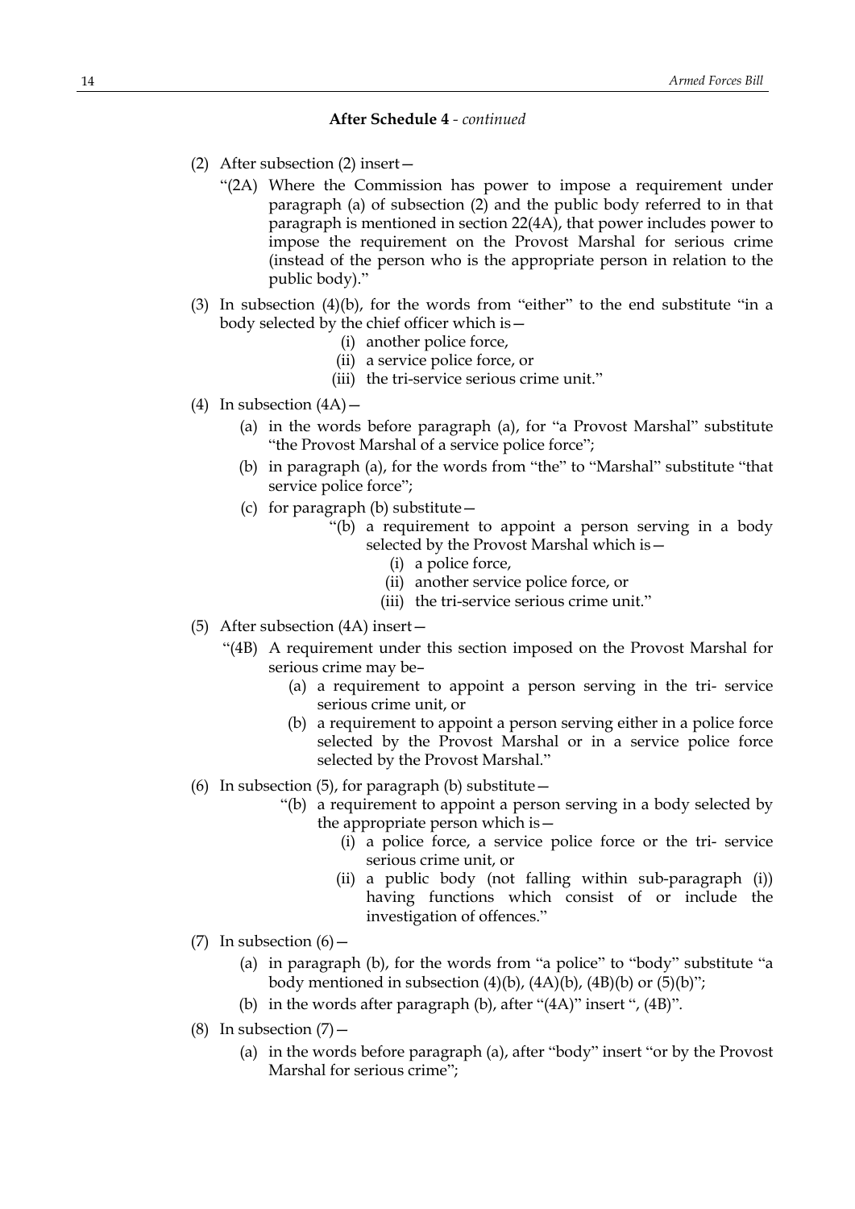**After Schedule 4** - *continued*

(2) After subsection (2) insert—

"(2A) Where the Commission has power to impose a requirement under paragraph (a) of subsection (2) and the public body referred to in that paragraph is mentioned in section 22(4A), that power includes power to impose the requirement on the Provost Marshal for serious crime (instead of the person who is the appropriate person in relation to the public body)."

(3) In subsection (4)(b), for the words from "either" to the end substitute "in a body selected by the chief officer which is—

(i) another police force,

(ii) a service police force, or

(iii) the tri-service serious crime unit."

(4) In subsection (4A)—

(a) in the words before paragraph (a), for "a Provost Marshal" substitute "the Provost Marshal of a service police force";

(b) in paragraph (a), for the words from "the" to "Marshal" substitute "that service police force";

(c) for paragraph (b) substitute—

"(b) a requirement to appoint a person serving in a body selected by the Provost Marshal which is—

(i) a police force,

(ii) another service police force, or

(iii) the tri-service serious crime unit."

(5) After subsection (4A) insert—

"(4B) A requirement under this section imposed on the Provost Marshal for serious crime may be–

(a) a requirement to appoint a person serving in the tri- service serious crime unit, or

(b) a requirement to appoint a person serving either in a police force selected by the Provost Marshal or in a service police force selected by the Provost Marshal."

(6) In subsection (5), for paragraph (b) substitute—

"(b) a requirement to appoint a person serving in a body selected by the appropriate person which is—

(i) a police force, a service police force or the tri- service serious crime unit, or

(ii) a public body (not falling within sub-paragraph (i)) having functions which consist of or include the investigation of offences."

(7) In subsection (6)—

(a) in paragraph (b), for the words from "a police" to "body" substitute "a body mentioned in subsection (4)(b), (4A)(b), (4B)(b) or (5)(b)";

(b) in the words after paragraph (b), after "(4A)" insert ", (4B)".

(8) In subsection (7)—

(a) in the words before paragraph (a), after "body" insert "or by the Provost Marshal for serious crime";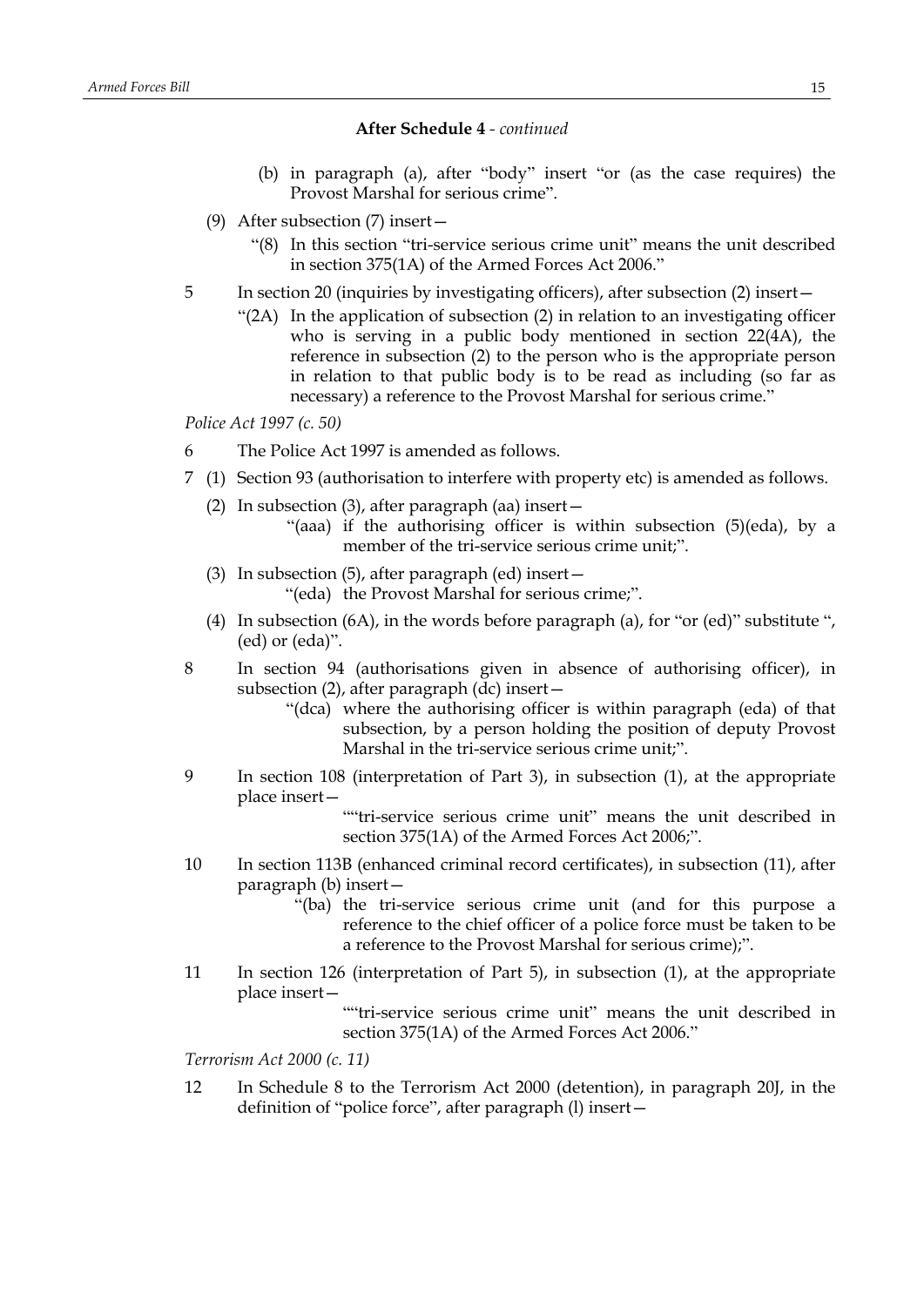**After Schedule 4** - *continued*

(b) in paragraph (a), after "body" insert "or (as the case requires) the Provost Marshal for serious crime".

(9) After subsection (7) insert—

"(8) In this section "tri-service serious crime unit" means the unit described in section 375(1A) of the Armed Forces Act 2006."

5 In section 20 (inquiries by investigating officers), after subsection (2) insert—

"(2A) In the application of subsection (2) in relation to an investigating officer who is serving in a public body mentioned in section 22(4A), the reference in subsection (2) to the person who is the appropriate person in relation to that public body is to be read as including (so far as necessary) a reference to the Provost Marshal for serious crime."

*Police Act 1997 (c. 50)*

6 The Police Act 1997 is amended as follows.

7 (1) Section 93 (authorisation to interfere with property etc) is amended as follows.

(2) In subsection (3), after paragraph (aa) insert—

"(aaa) if the authorising officer is within subsection (5)(eda), by a member of the tri-service serious crime unit;".

(3) In subsection (5), after paragraph (ed) insert—

"(eda) the Provost Marshal for serious crime;".

(4) In subsection (6A), in the words before paragraph (a), for "or (ed)" substitute ", (ed) or (eda)".

8 In section 94 (authorisations given in absence of authorising officer), in subsection (2), after paragraph (dc) insert—

"(dca) where the authorising officer is within paragraph (eda) of that subsection, by a person holding the position of deputy Provost Marshal in the tri-service serious crime unit;".

9 In section 108 (interpretation of Part 3), in subsection (1), at the appropriate place insert—

""tri-service serious crime unit" means the unit described in section 375(1A) of the Armed Forces Act 2006;".

10 In section 113B (enhanced criminal record certificates), in subsection (11), after paragraph (b) insert—

"(ba) the tri-service serious crime unit (and for this purpose a reference to the chief officer of a police force must be taken to be a reference to the Provost Marshal for serious crime);".

11 In section 126 (interpretation of Part 5), in subsection (1), at the appropriate place insert—

""tri-service serious crime unit" means the unit described in section 375(1A) of the Armed Forces Act 2006."

*Terrorism Act 2000 (c. 11)*

12 In Schedule 8 to the Terrorism Act 2000 (detention), in paragraph 20J, in the definition of "police force", after paragraph (l) insert—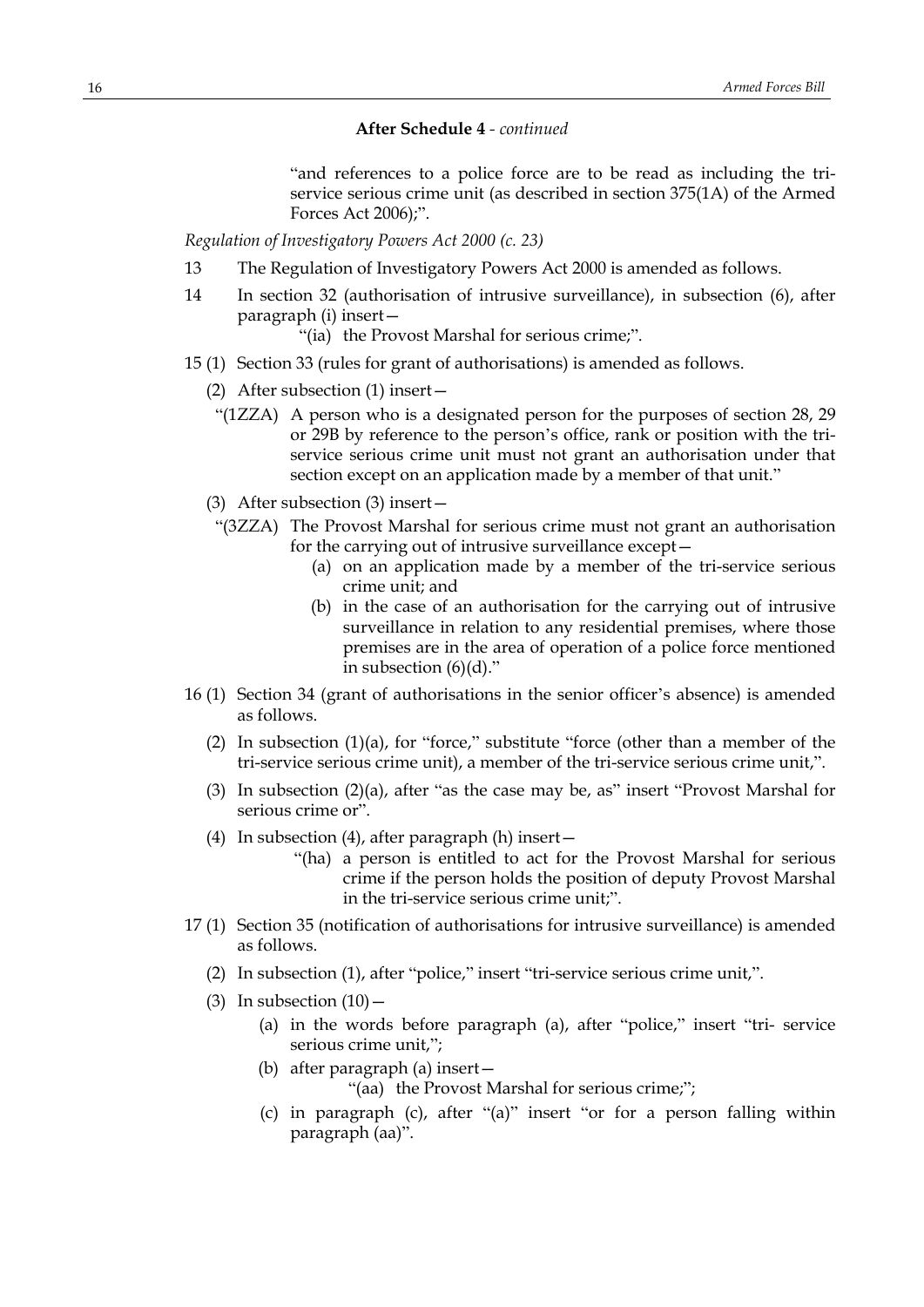**After Schedule 4** - *continued*

"and references to a police force are to be read as including the tri-service serious crime unit (as described in section 375(1A) of the Armed Forces Act 2006);".

*Regulation of Investigatory Powers Act 2000 (c. 23)*

13 The Regulation of Investigatory Powers Act 2000 is amended as follows.

14 In section 32 (authorisation of intrusive surveillance), in subsection (6), after paragraph (i) insert—

"(ia) the Provost Marshal for serious crime;".

15 (1) Section 33 (rules for grant of authorisations) is amended as follows.

(2) After subsection (1) insert—

"(1ZZA) A person who is a designated person for the purposes of section 28, 29 or 29B by reference to the person's office, rank or position with the tri-service serious crime unit must not grant an authorisation under that section except on an application made by a member of that unit."

(3) After subsection (3) insert—

"(3ZZA) The Provost Marshal for serious crime must not grant an authorisation for the carrying out of intrusive surveillance except—

(a) on an application made by a member of the tri-service serious crime unit; and

(b) in the case of an authorisation for the carrying out of intrusive surveillance in relation to any residential premises, where those premises are in the area of operation of a police force mentioned in subsection (6)(d)."

16 (1) Section 34 (grant of authorisations in the senior officer's absence) is amended as follows.

(2) In subsection (1)(a), for "force," substitute "force (other than a member of the tri-service serious crime unit), a member of the tri-service serious crime unit,".

(3) In subsection (2)(a), after "as the case may be, as" insert "Provost Marshal for serious crime or".

(4) In subsection (4), after paragraph (h) insert—

"(ha) a person is entitled to act for the Provost Marshal for serious crime if the person holds the position of deputy Provost Marshal in the tri-service serious crime unit;".

17 (1) Section 35 (notification of authorisations for intrusive surveillance) is amended as follows.

(2) In subsection (1), after "police," insert "tri-service serious crime unit,".

(3) In subsection (10)—

(a) in the words before paragraph (a), after "police," insert "tri- service serious crime unit,";

(b) after paragraph (a) insert—

"(aa) the Provost Marshal for serious crime;";

(c) in paragraph (c), after "(a)" insert "or for a person falling within paragraph (aa)".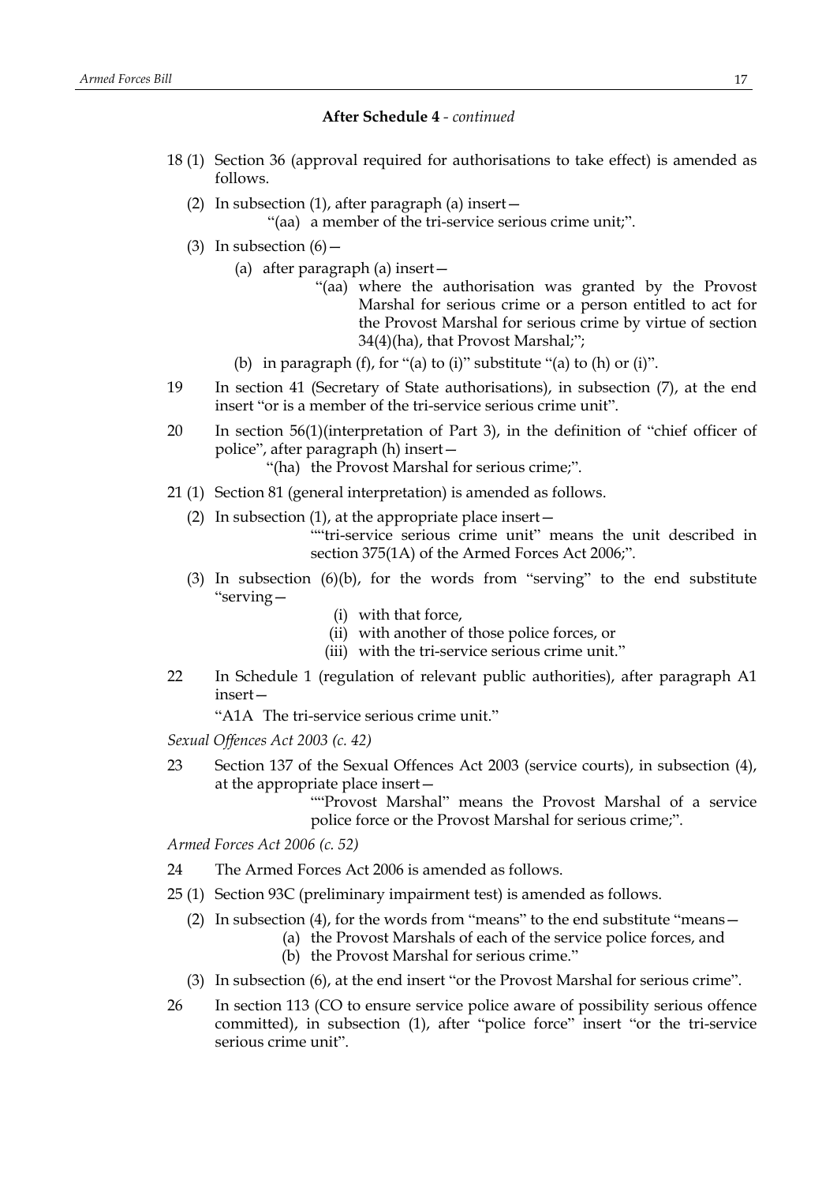**After Schedule 4** - *continued*

18 (1) Section 36 (approval required for authorisations to take effect) is amended as follows.

(2) In subsection (1), after paragraph (a) insert—

"(aa) a member of the tri-service serious crime unit;".

(3) In subsection (6)—

(a) after paragraph (a) insert—

"(aa) where the authorisation was granted by the Provost Marshal for serious crime or a person entitled to act for the Provost Marshal for serious crime by virtue of section 34(4)(ha), that Provost Marshal;";

(b) in paragraph (f), for "(a) to (i)" substitute "(a) to (h) or (i)".

19 In section 41 (Secretary of State authorisations), in subsection (7), at the end insert "or is a member of the tri-service serious crime unit".

20 In section 56(1)(interpretation of Part 3), in the definition of "chief officer of police", after paragraph (h) insert—

"(ha) the Provost Marshal for serious crime;".

21 (1) Section 81 (general interpretation) is amended as follows.

(2) In subsection (1), at the appropriate place insert—

""tri-service serious crime unit" means the unit described in section 375(1A) of the Armed Forces Act 2006;".

(3) In subsection (6)(b), for the words from "serving" to the end substitute "serving—

(i) with that force,

(ii) with another of those police forces, or

(iii) with the tri-service serious crime unit."

22 In Schedule 1 (regulation of relevant public authorities), after paragraph A1 insert—

"A1A The tri-service serious crime unit."

*Sexual Offences Act 2003 (c. 42)*

23 Section 137 of the Sexual Offences Act 2003 (service courts), in subsection (4), at the appropriate place insert—

""Provost Marshal" means the Provost Marshal of a service police force or the Provost Marshal for serious crime;".

*Armed Forces Act 2006 (c. 52)*

24 The Armed Forces Act 2006 is amended as follows.

25 (1) Section 93C (preliminary impairment test) is amended as follows.

(2) In subsection (4), for the words from "means" to the end substitute "means—

(a) the Provost Marshals of each of the service police forces, and

(b) the Provost Marshal for serious crime."

(3) In subsection (6), at the end insert "or the Provost Marshal for serious crime".

26 In section 113 (CO to ensure service police aware of possibility serious offence committed), in subsection (1), after "police force" insert "or the tri-service serious crime unit".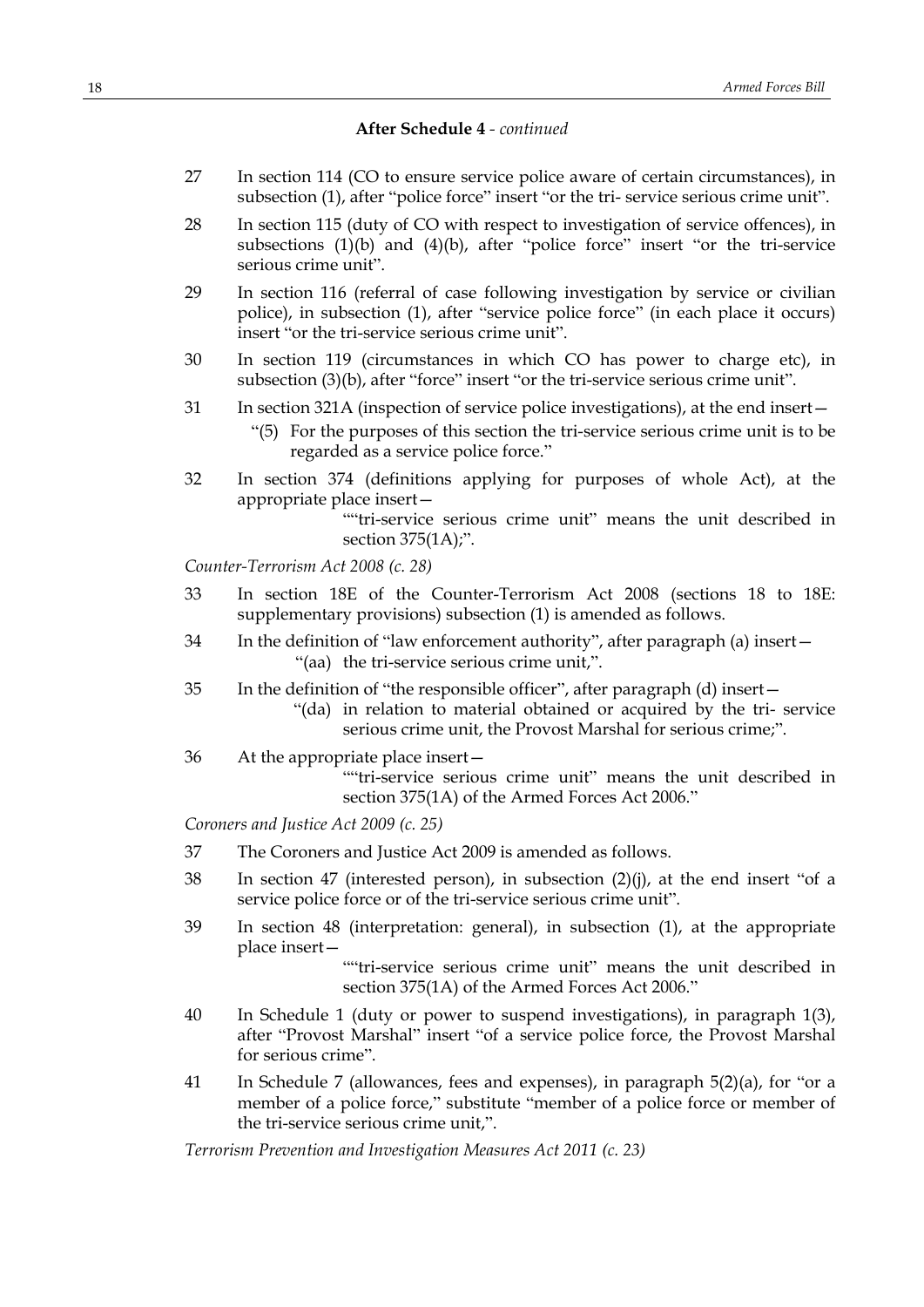**After Schedule 4** - *continued*

27 In section 114 (CO to ensure service police aware of certain circumstances), in subsection (1), after "police force" insert "or the tri- service serious crime unit".

28 In section 115 (duty of CO with respect to investigation of service offences), in subsections (1)(b) and (4)(b), after "police force" insert "or the tri-service serious crime unit".

29 In section 116 (referral of case following investigation by service or civilian police), in subsection (1), after "service police force" (in each place it occurs) insert "or the tri-service serious crime unit".

30 In section 119 (circumstances in which CO has power to charge etc), in subsection (3)(b), after "force" insert "or the tri-service serious crime unit".

31 In section 321A (inspection of service police investigations), at the end insert—

"(5) For the purposes of this section the tri-service serious crime unit is to be regarded as a service police force."

32 In section 374 (definitions applying for purposes of whole Act), at the appropriate place insert—

""tri-service serious crime unit" means the unit described in section 375(1A);".

*Counter-Terrorism Act 2008 (c. 28)*

33 In section 18E of the Counter-Terrorism Act 2008 (sections 18 to 18E: supplementary provisions) subsection (1) is amended as follows.

34 In the definition of "law enforcement authority", after paragraph (a) insert—

"(aa) the tri-service serious crime unit,".

35 In the definition of "the responsible officer", after paragraph (d) insert—

"(da) in relation to material obtained or acquired by the tri- service serious crime unit, the Provost Marshal for serious crime;".

36 At the appropriate place insert—

""tri-service serious crime unit" means the unit described in section 375(1A) of the Armed Forces Act 2006."

*Coroners and Justice Act 2009 (c. 25)*

37 The Coroners and Justice Act 2009 is amended as follows.

38 In section 47 (interested person), in subsection (2)(j), at the end insert "of a service police force or of the tri-service serious crime unit".

39 In section 48 (interpretation: general), in subsection (1), at the appropriate place insert—

""tri-service serious crime unit" means the unit described in section 375(1A) of the Armed Forces Act 2006."

40 In Schedule 1 (duty or power to suspend investigations), in paragraph 1(3), after "Provost Marshal" insert "of a service police force, the Provost Marshal for serious crime".

41 In Schedule 7 (allowances, fees and expenses), in paragraph 5(2)(a), for "or a member of a police force," substitute "member of a police force or member of the tri-service serious crime unit,".

*Terrorism Prevention and Investigation Measures Act 2011 (c. 23)*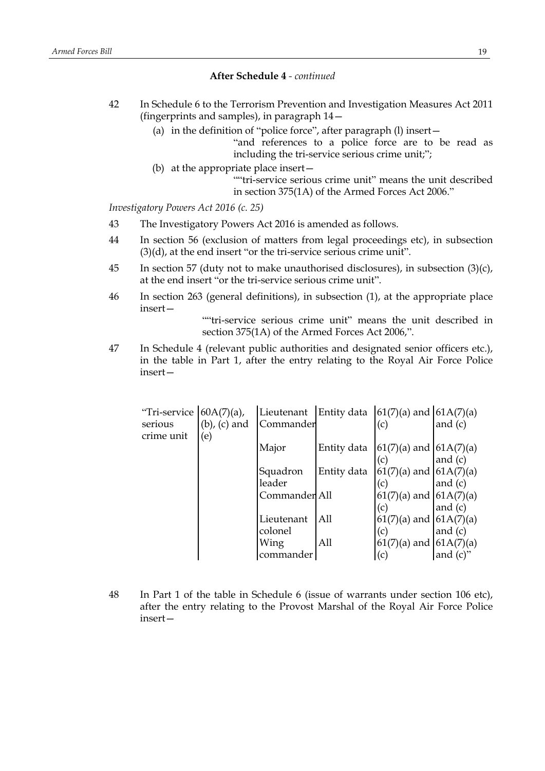**After Schedule 4** - *continued*

42 In Schedule 6 to the Terrorism Prevention and Investigation Measures Act 2011 (fingerprints and samples), in paragraph 14—

(a) in the definition of "police force", after paragraph (l) insert—

"and references to a police force are to be read as including the tri-service serious crime unit;";

(b) at the appropriate place insert—

""tri-service serious crime unit" means the unit described in section 375(1A) of the Armed Forces Act 2006."

*Investigatory Powers Act 2016 (c. 25)*

43 The Investigatory Powers Act 2016 is amended as follows.

44 In section 56 (exclusion of matters from legal proceedings etc), in subsection (3)(d), at the end insert "or the tri-service serious crime unit".

45 In section 57 (duty not to make unauthorised disclosures), in subsection (3)(c), at the end insert "or the tri-service serious crime unit".

46 In section 263 (general definitions), in subsection (1), at the appropriate place insert—

""tri-service serious crime unit" means the unit described in section 375(1A) of the Armed Forces Act 2006,".

47 In Schedule 4 (relevant public authorities and designated senior officers etc.), in the table in Part 1, after the entry relating to the Royal Air Force Police insert—

| | | | | | |
|---|---|---|---|---|---|
| "Tri-service serious crime unit | 60A(7)(a), (b), (c) and (e) | Lieutenant Commander | Entity data | 61(7)(a) and (c) | 61A(7)(a) and (c) |
| | | Major | Entity data | 61(7)(a) and (c) | 61A(7)(a) and (c) |
| | | Squadron leader | Entity data | 61(7)(a) and (c) | 61A(7)(a) and (c) |
| | | Commander | All | 61(7)(a) and (c) | 61A(7)(a) and (c) |
| | | Lieutenant colonel | All | 61(7)(a) and (c) | 61A(7)(a) and (c) |
| | | Wing commander | All | 61(7)(a) and (c) | 61A(7)(a) and (c)" |

48 In Part 1 of the table in Schedule 6 (issue of warrants under section 106 etc), after the entry relating to the Provost Marshal of the Royal Air Force Police insert—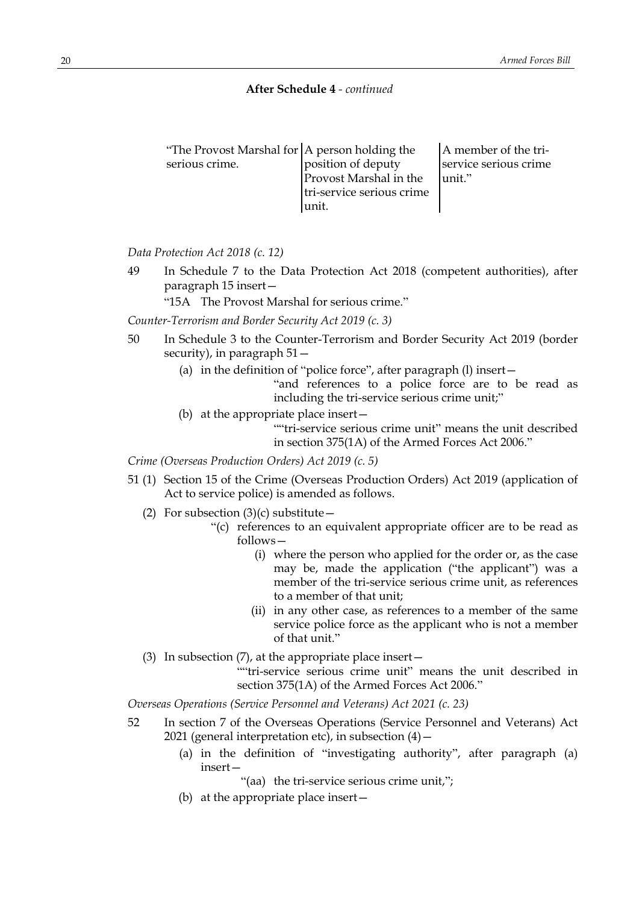**After Schedule 4** - *continued*

| | | |
|---|---|---|
| "The Provost Marshal for serious crime. | A person holding the position of deputy Provost Marshal in the tri-service serious crime unit. | A member of the tri-service serious crime unit." |

*Data Protection Act 2018 (c. 12)*

49 In Schedule 7 to the Data Protection Act 2018 (competent authorities), after paragraph 15 insert—

"15A The Provost Marshal for serious crime."

*Counter-Terrorism and Border Security Act 2019 (c. 3)*

50 In Schedule 3 to the Counter-Terrorism and Border Security Act 2019 (border security), in paragraph 51—

(a) in the definition of "police force", after paragraph (l) insert—

"and references to a police force are to be read as including the tri-service serious crime unit;"

(b) at the appropriate place insert—

""tri-service serious crime unit" means the unit described in section 375(1A) of the Armed Forces Act 2006."

*Crime (Overseas Production Orders) Act 2019 (c. 5)*

51 (1) Section 15 of the Crime (Overseas Production Orders) Act 2019 (application of Act to service police) is amended as follows.

(2) For subsection (3)(c) substitute—

"(c) references to an equivalent appropriate officer are to be read as follows—

(i) where the person who applied for the order or, as the case may be, made the application ("the applicant") was a member of the tri-service serious crime unit, as references to a member of that unit;

(ii) in any other case, as references to a member of the same service police force as the applicant who is not a member of that unit."

(3) In subsection (7), at the appropriate place insert—

""tri-service serious crime unit" means the unit described in section 375(1A) of the Armed Forces Act 2006."

*Overseas Operations (Service Personnel and Veterans) Act 2021 (c. 23)*

52 In section 7 of the Overseas Operations (Service Personnel and Veterans) Act 2021 (general interpretation etc), in subsection (4)—

(a) in the definition of "investigating authority", after paragraph (a) insert—

"(aa) the tri-service serious crime unit,";

(b) at the appropriate place insert—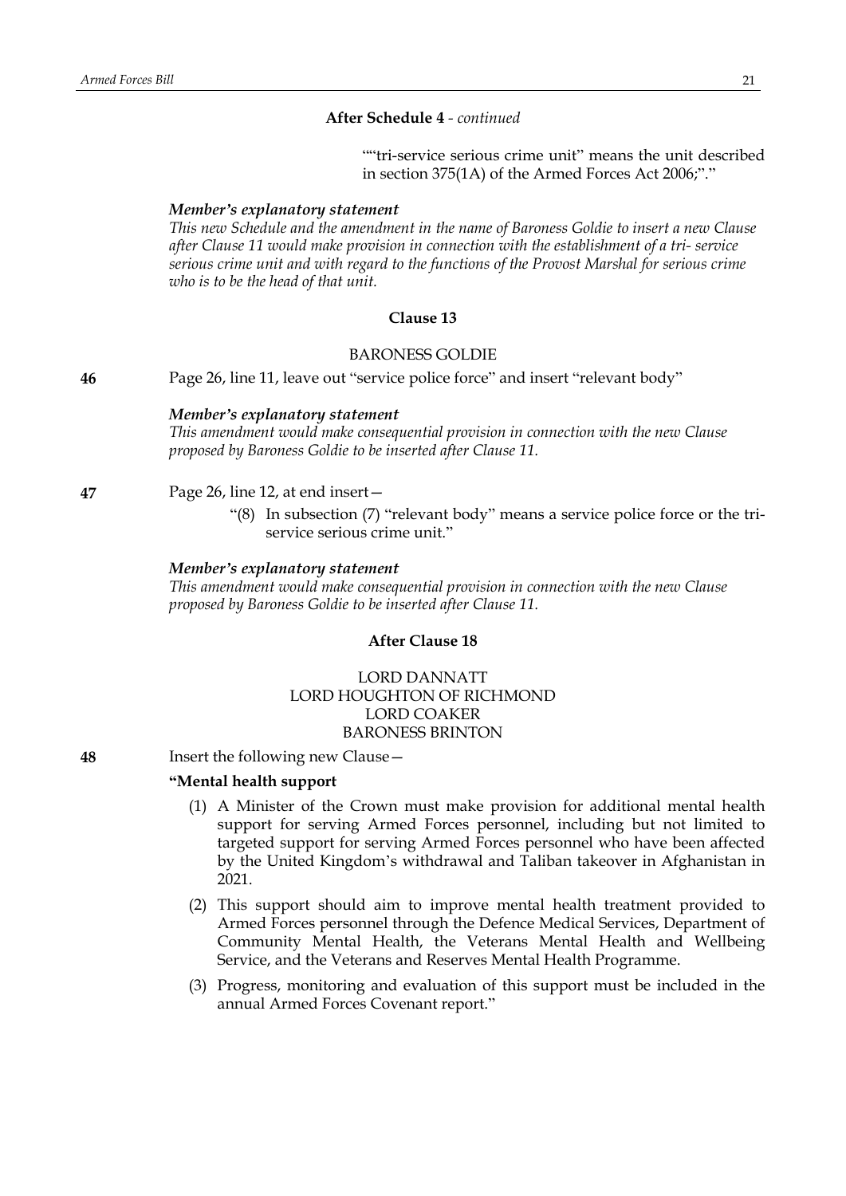**After Schedule 4** - *continued*

""tri-service serious crime unit" means the unit described in section 375(1A) of the Armed Forces Act 2006;"."

***Member's explanatory statement***

*This new Schedule and the amendment in the name of Baroness Goldie to insert a new Clause after Clause 11 would make provision in connection with the establishment of a tri- service serious crime unit and with regard to the functions of the Provost Marshal for serious crime who is to be the head of that unit.*

**Clause 13**

BARONESS GOLDIE

**46** Page 26, line 11, leave out "service police force" and insert "relevant body"

***Member's explanatory statement***

*This amendment would make consequential provision in connection with the new Clause proposed by Baroness Goldie to be inserted after Clause 11.*

**47** Page 26, line 12, at end insert—

"(8) In subsection (7) "relevant body" means a service police force or the tri-service serious crime unit."

***Member's explanatory statement***

*This amendment would make consequential provision in connection with the new Clause proposed by Baroness Goldie to be inserted after Clause 11.*

**After Clause 18**

LORD DANNATT
LORD HOUGHTON OF RICHMOND
LORD COAKER
BARONESS BRINTON

**48** Insert the following new Clause—

**"Mental health support**

(1) A Minister of the Crown must make provision for additional mental health support for serving Armed Forces personnel, including but not limited to targeted support for serving Armed Forces personnel who have been affected by the United Kingdom's withdrawal and Taliban takeover in Afghanistan in 2021.

(2) This support should aim to improve mental health treatment provided to Armed Forces personnel through the Defence Medical Services, Department of Community Mental Health, the Veterans Mental Health and Wellbeing Service, and the Veterans and Reserves Mental Health Programme.

(3) Progress, monitoring and evaluation of this support must be included in the annual Armed Forces Covenant report."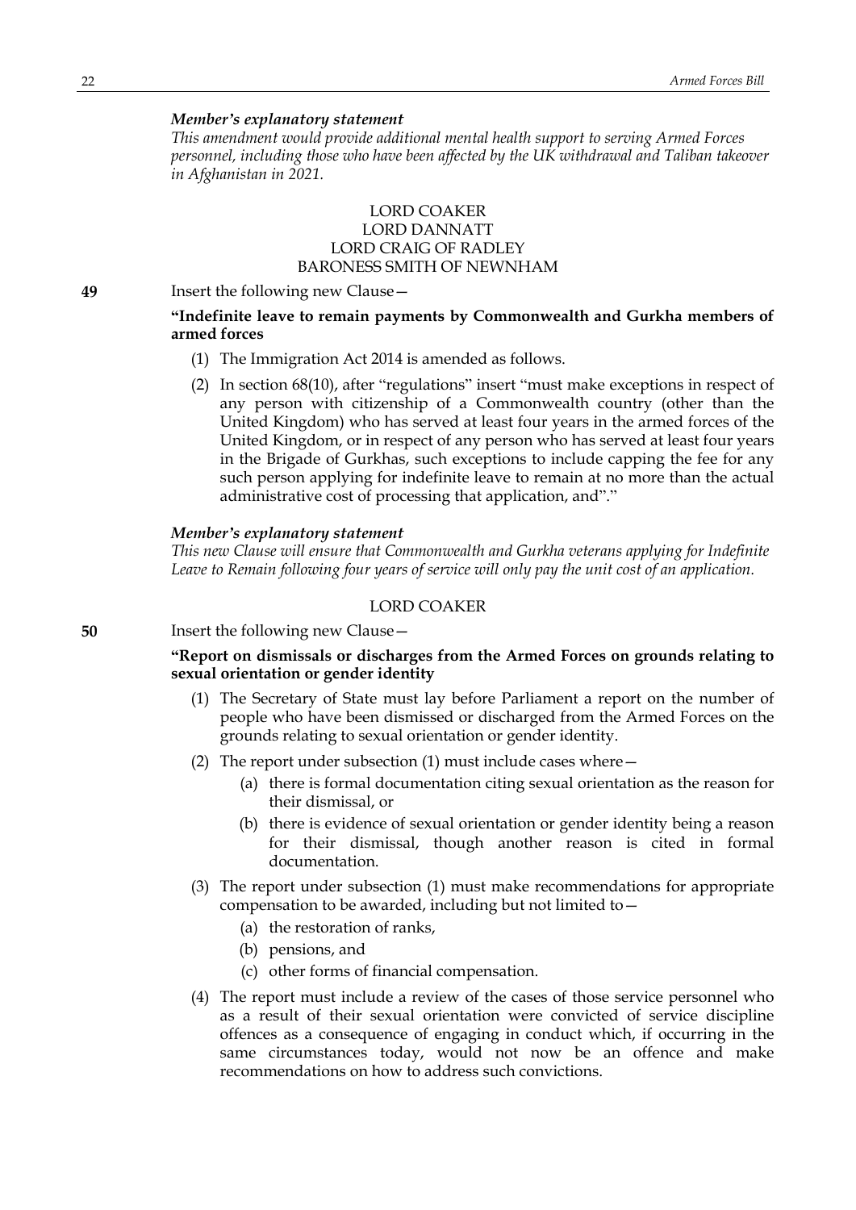*Member's explanatory statement*

*This amendment would provide additional mental health support to serving Armed Forces personnel, including those who have been affected by the UK withdrawal and Taliban takeover in Afghanistan in 2021.*

LORD COAKER
LORD DANNATT
LORD CRAIG OF RADLEY
BARONESS SMITH OF NEWNHAM

**49** Insert the following new Clause—

**"Indefinite leave to remain payments by Commonwealth and Gurkha members of armed forces**

(1) The Immigration Act 2014 is amended as follows.

(2) In section 68(10), after "regulations" insert "must make exceptions in respect of any person with citizenship of a Commonwealth country (other than the United Kingdom) who has served at least four years in the armed forces of the United Kingdom, or in respect of any person who has served at least four years in the Brigade of Gurkhas, such exceptions to include capping the fee for any such person applying for indefinite leave to remain at no more than the actual administrative cost of processing that application, and"."

*Member's explanatory statement*

*This new Clause will ensure that Commonwealth and Gurkha veterans applying for Indefinite Leave to Remain following four years of service will only pay the unit cost of an application.*

LORD COAKER

**50** Insert the following new Clause—

**"Report on dismissals or discharges from the Armed Forces on grounds relating to sexual orientation or gender identity**

(1) The Secretary of State must lay before Parliament a report on the number of people who have been dismissed or discharged from the Armed Forces on the grounds relating to sexual orientation or gender identity.

(2) The report under subsection (1) must include cases where—

(a) there is formal documentation citing sexual orientation as the reason for their dismissal, or

(b) there is evidence of sexual orientation or gender identity being a reason for their dismissal, though another reason is cited in formal documentation.

(3) The report under subsection (1) must make recommendations for appropriate compensation to be awarded, including but not limited to—

(a) the restoration of ranks,

(b) pensions, and

(c) other forms of financial compensation.

(4) The report must include a review of the cases of those service personnel who as a result of their sexual orientation were convicted of service discipline offences as a consequence of engaging in conduct which, if occurring in the same circumstances today, would not now be an offence and make recommendations on how to address such convictions.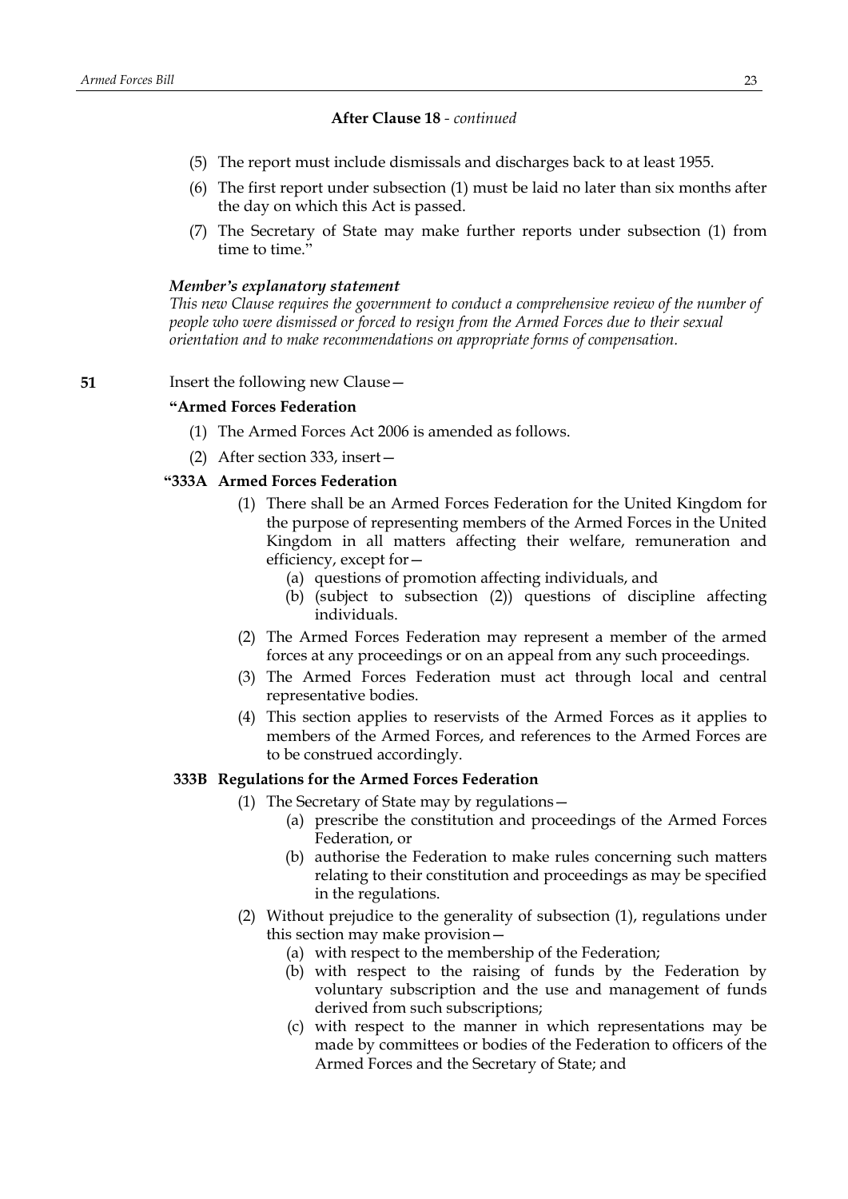**After Clause 18** - *continued*

(5) The report must include dismissals and discharges back to at least 1955.

(6) The first report under subsection (1) must be laid no later than six months after the day on which this Act is passed.

(7) The Secretary of State may make further reports under subsection (1) from time to time.”

***Member’s explanatory statement***

*This new Clause requires the government to conduct a comprehensive review of the number of people who were dismissed or forced to resign from the Armed Forces due to their sexual orientation and to make recommendations on appropriate forms of compensation.*

**51** Insert the following new Clause—

**“Armed Forces Federation**

(1) The Armed Forces Act 2006 is amended as follows.

(2) After section 333, insert—

**“333A Armed Forces Federation**

(1) There shall be an Armed Forces Federation for the United Kingdom for the purpose of representing members of the Armed Forces in the United Kingdom in all matters affecting their welfare, remuneration and efficiency, except for—

(a) questions of promotion affecting individuals, and

(b) (subject to subsection (2)) questions of discipline affecting individuals.

(2) The Armed Forces Federation may represent a member of the armed forces at any proceedings or on an appeal from any such proceedings.

(3) The Armed Forces Federation must act through local and central representative bodies.

(4) This section applies to reservists of the Armed Forces as it applies to members of the Armed Forces, and references to the Armed Forces are to be construed accordingly.

**333B Regulations for the Armed Forces Federation**

(1) The Secretary of State may by regulations—

(a) prescribe the constitution and proceedings of the Armed Forces Federation, or

(b) authorise the Federation to make rules concerning such matters relating to their constitution and proceedings as may be specified in the regulations.

(2) Without prejudice to the generality of subsection (1), regulations under this section may make provision—

(a) with respect to the membership of the Federation;

(b) with respect to the raising of funds by the Federation by voluntary subscription and the use and management of funds derived from such subscriptions;

(c) with respect to the manner in which representations may be made by committees or bodies of the Federation to officers of the Armed Forces and the Secretary of State; and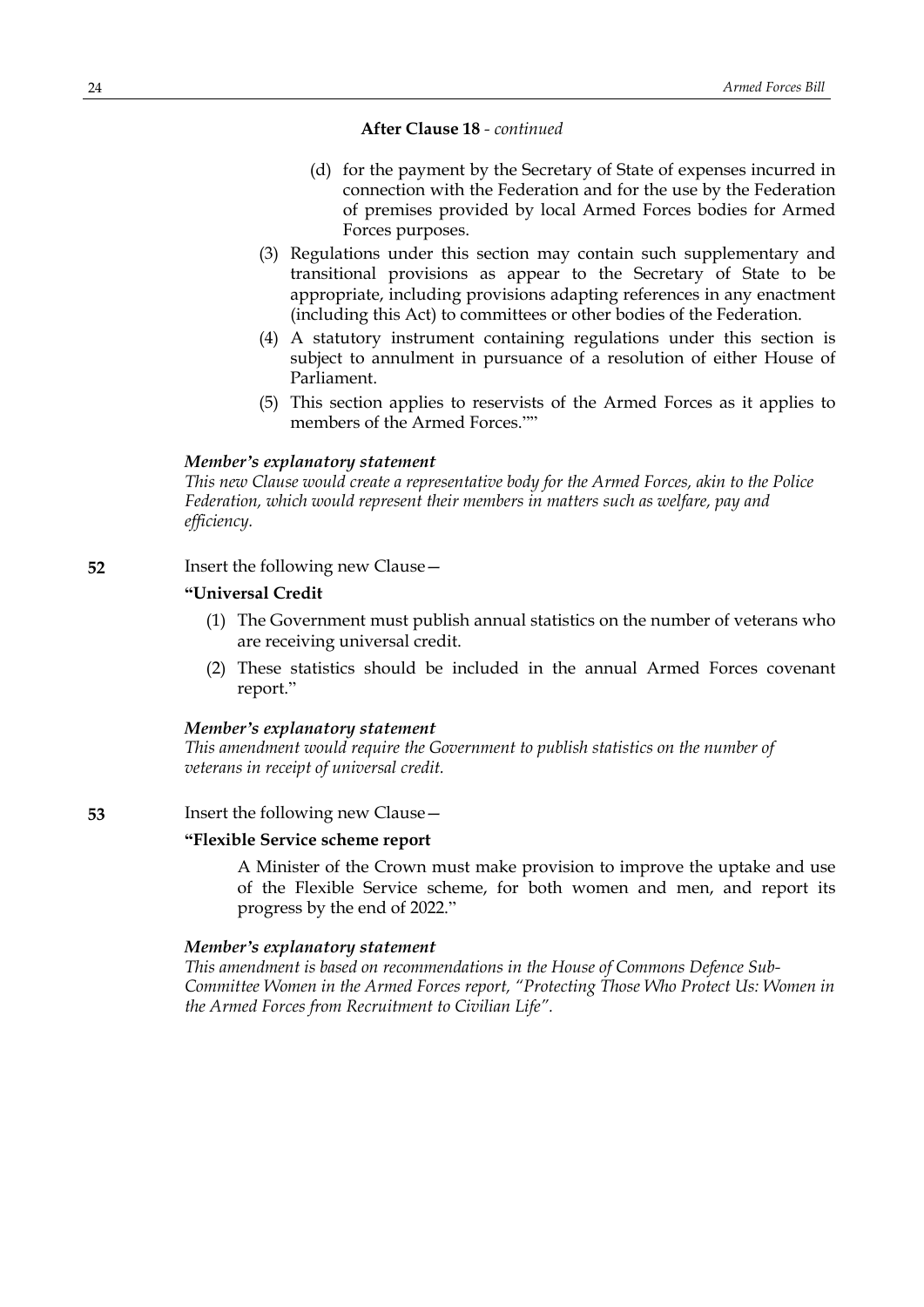**After Clause 18** - *continued*

(d) for the payment by the Secretary of State of expenses incurred in connection with the Federation and for the use by the Federation of premises provided by local Armed Forces bodies for Armed Forces purposes.

(3) Regulations under this section may contain such supplementary and transitional provisions as appear to the Secretary of State to be appropriate, including provisions adapting references in any enactment (including this Act) to committees or other bodies of the Federation.

(4) A statutory instrument containing regulations under this section is subject to annulment in pursuance of a resolution of either House of Parliament.

(5) This section applies to reservists of the Armed Forces as it applies to members of the Armed Forces.""

***Member's explanatory statement***

*This new Clause would create a representative body for the Armed Forces, akin to the Police Federation, which would represent their members in matters such as welfare, pay and efficiency.*

**52** Insert the following new Clause—

**"Universal Credit**

(1) The Government must publish annual statistics on the number of veterans who are receiving universal credit.

(2) These statistics should be included in the annual Armed Forces covenant report."

***Member's explanatory statement***

*This amendment would require the Government to publish statistics on the number of veterans in receipt of universal credit.*

**53** Insert the following new Clause—

**"Flexible Service scheme report**

A Minister of the Crown must make provision to improve the uptake and use of the Flexible Service scheme, for both women and men, and report its progress by the end of 2022."

***Member's explanatory statement***

*This amendment is based on recommendations in the House of Commons Defence Sub-Committee Women in the Armed Forces report, "Protecting Those Who Protect Us: Women in the Armed Forces from Recruitment to Civilian Life".*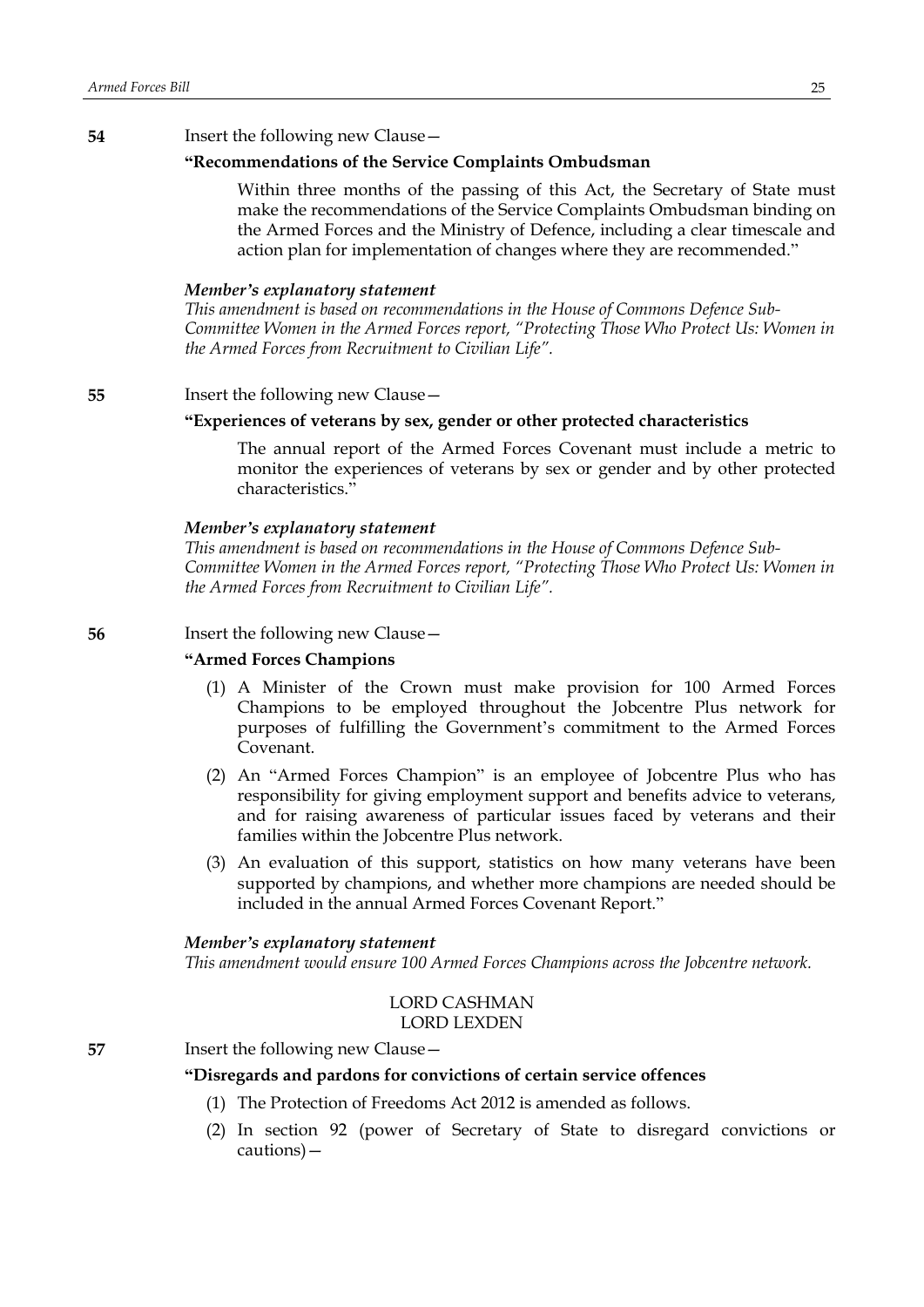**54** Insert the following new Clause—

**"Recommendations of the Service Complaints Ombudsman**

Within three months of the passing of this Act, the Secretary of State must make the recommendations of the Service Complaints Ombudsman binding on the Armed Forces and the Ministry of Defence, including a clear timescale and action plan for implementation of changes where they are recommended."

***Member's explanatory statement***

*This amendment is based on recommendations in the House of Commons Defence Sub-Committee Women in the Armed Forces report, "Protecting Those Who Protect Us: Women in the Armed Forces from Recruitment to Civilian Life".*

**55** Insert the following new Clause—

**"Experiences of veterans by sex, gender or other protected characteristics**

The annual report of the Armed Forces Covenant must include a metric to monitor the experiences of veterans by sex or gender and by other protected characteristics."

***Member's explanatory statement***

*This amendment is based on recommendations in the House of Commons Defence Sub-Committee Women in the Armed Forces report, "Protecting Those Who Protect Us: Women in the Armed Forces from Recruitment to Civilian Life".*

**56** Insert the following new Clause—

**"Armed Forces Champions**

(1) A Minister of the Crown must make provision for 100 Armed Forces Champions to be employed throughout the Jobcentre Plus network for purposes of fulfilling the Government's commitment to the Armed Forces Covenant.

(2) An "Armed Forces Champion" is an employee of Jobcentre Plus who has responsibility for giving employment support and benefits advice to veterans, and for raising awareness of particular issues faced by veterans and their families within the Jobcentre Plus network.

(3) An evaluation of this support, statistics on how many veterans have been supported by champions, and whether more champions are needed should be included in the annual Armed Forces Covenant Report."

***Member's explanatory statement***

*This amendment would ensure 100 Armed Forces Champions across the Jobcentre network.*

LORD CASHMAN
LORD LEXDEN

**57** Insert the following new Clause—

**"Disregards and pardons for convictions of certain service offences**

(1) The Protection of Freedoms Act 2012 is amended as follows.

(2) In section 92 (power of Secretary of State to disregard convictions or cautions)—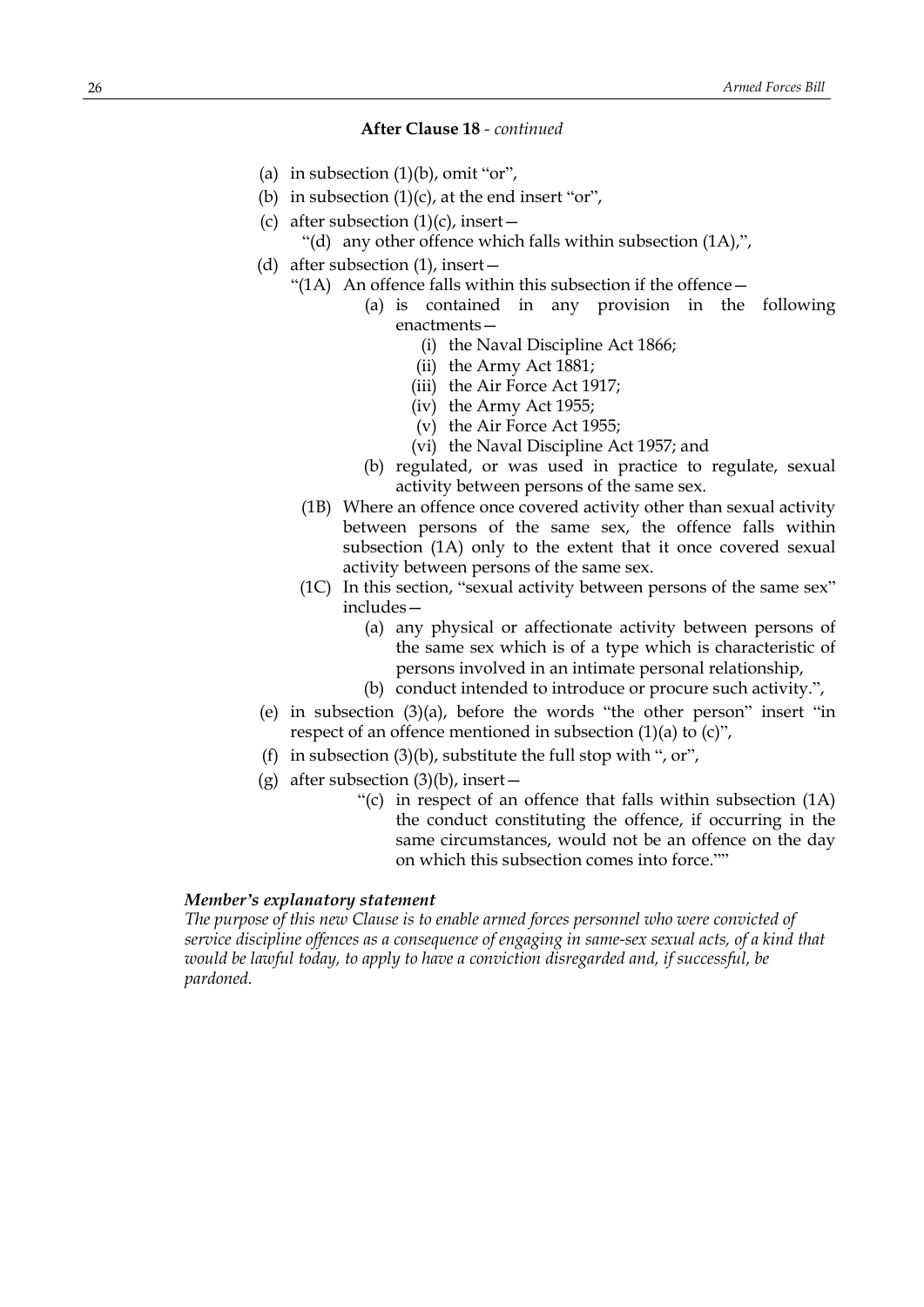**After Clause 18** - *continued*

(a) in subsection (1)(b), omit "or",

(b) in subsection (1)(c), at the end insert "or",

(c) after subsection (1)(c), insert—

"(d) any other offence which falls within subsection (1A),",

(d) after subsection (1), insert—

"(1A) An offence falls within this subsection if the offence—

(a) is contained in any provision in the following enactments—

(i) the Naval Discipline Act 1866;

(ii) the Army Act 1881;

(iii) the Air Force Act 1917;

(iv) the Army Act 1955;

(v) the Air Force Act 1955;

(vi) the Naval Discipline Act 1957; and

(b) regulated, or was used in practice to regulate, sexual activity between persons of the same sex.

(1B) Where an offence once covered activity other than sexual activity between persons of the same sex, the offence falls within subsection (1A) only to the extent that it once covered sexual activity between persons of the same sex.

(1C) In this section, "sexual activity between persons of the same sex" includes—

(a) any physical or affectionate activity between persons of the same sex which is of a type which is characteristic of persons involved in an intimate personal relationship,

(b) conduct intended to introduce or procure such activity.",

(e) in subsection (3)(a), before the words "the other person" insert "in respect of an offence mentioned in subsection (1)(a) to (c)",

(f) in subsection (3)(b), substitute the full stop with ", or",

(g) after subsection (3)(b), insert—

"(c) in respect of an offence that falls within subsection (1A) the conduct constituting the offence, if occurring in the same circumstances, would not be an offence on the day on which this subsection comes into force.""

***Member's explanatory statement***

*The purpose of this new Clause is to enable armed forces personnel who were convicted of service discipline offences as a consequence of engaging in same-sex sexual acts, of a kind that would be lawful today, to apply to have a conviction disregarded and, if successful, be pardoned.*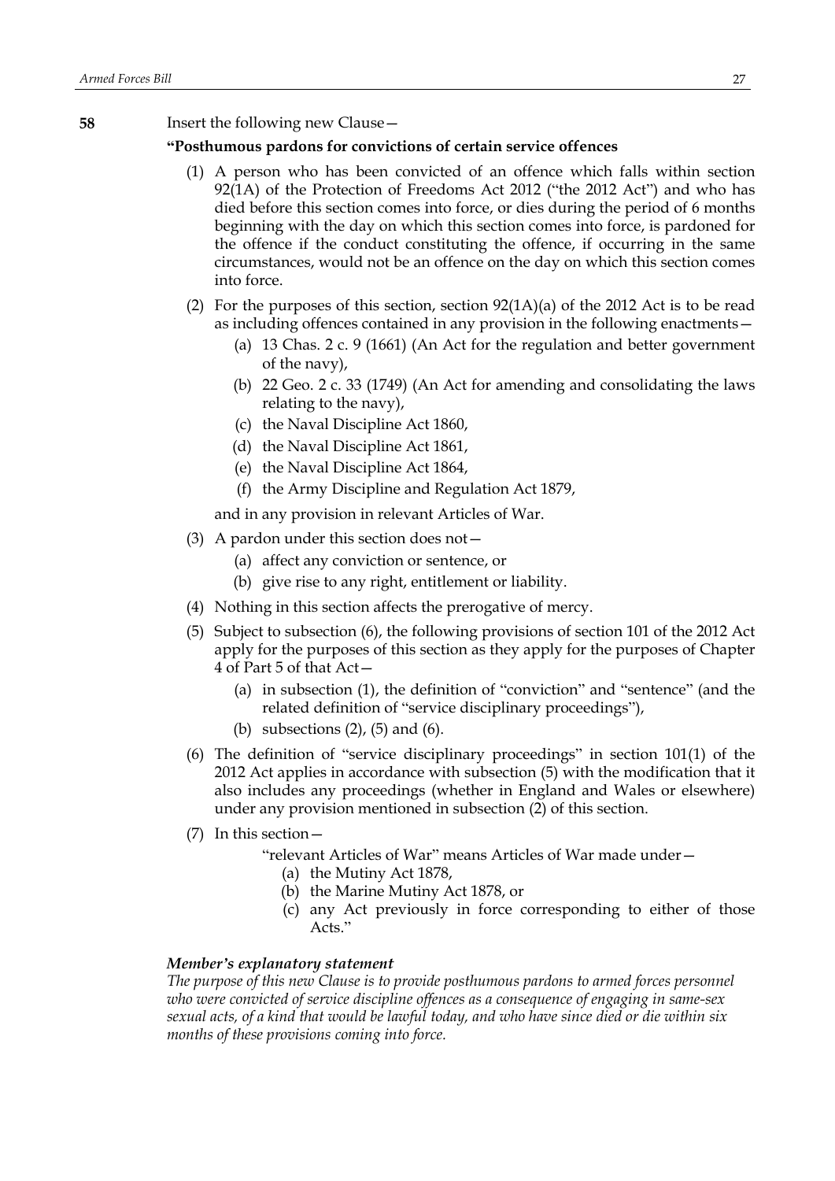**58** Insert the following new Clause—

**"Posthumous pardons for convictions of certain service offences**

(1) A person who has been convicted of an offence which falls within section 92(1A) of the Protection of Freedoms Act 2012 ("the 2012 Act") and who has died before this section comes into force, or dies during the period of 6 months beginning with the day on which this section comes into force, is pardoned for the offence if the conduct constituting the offence, if occurring in the same circumstances, would not be an offence on the day on which this section comes into force.

(2) For the purposes of this section, section 92(1A)(a) of the 2012 Act is to be read as including offences contained in any provision in the following enactments—

(a) 13 Chas. 2 c. 9 (1661) (An Act for the regulation and better government of the navy),

(b) 22 Geo. 2 c. 33 (1749) (An Act for amending and consolidating the laws relating to the navy),

(c) the Naval Discipline Act 1860,

(d) the Naval Discipline Act 1861,

(e) the Naval Discipline Act 1864,

(f) the Army Discipline and Regulation Act 1879,

and in any provision in relevant Articles of War.

(3) A pardon under this section does not—

(a) affect any conviction or sentence, or

(b) give rise to any right, entitlement or liability.

(4) Nothing in this section affects the prerogative of mercy.

(5) Subject to subsection (6), the following provisions of section 101 of the 2012 Act apply for the purposes of this section as they apply for the purposes of Chapter 4 of Part 5 of that Act—

(a) in subsection (1), the definition of "conviction" and "sentence" (and the related definition of "service disciplinary proceedings"),

(b) subsections (2), (5) and (6).

(6) The definition of "service disciplinary proceedings" in section 101(1) of the 2012 Act applies in accordance with subsection (5) with the modification that it also includes any proceedings (whether in England and Wales or elsewhere) under any provision mentioned in subsection (2) of this section.

(7) In this section—

"relevant Articles of War" means Articles of War made under—

(a) the Mutiny Act 1878,

(b) the Marine Mutiny Act 1878, or

(c) any Act previously in force corresponding to either of those Acts."

***Member's explanatory statement***

*The purpose of this new Clause is to provide posthumous pardons to armed forces personnel who were convicted of service discipline offences as a consequence of engaging in same-sex sexual acts, of a kind that would be lawful today, and who have since died or die within six months of these provisions coming into force.*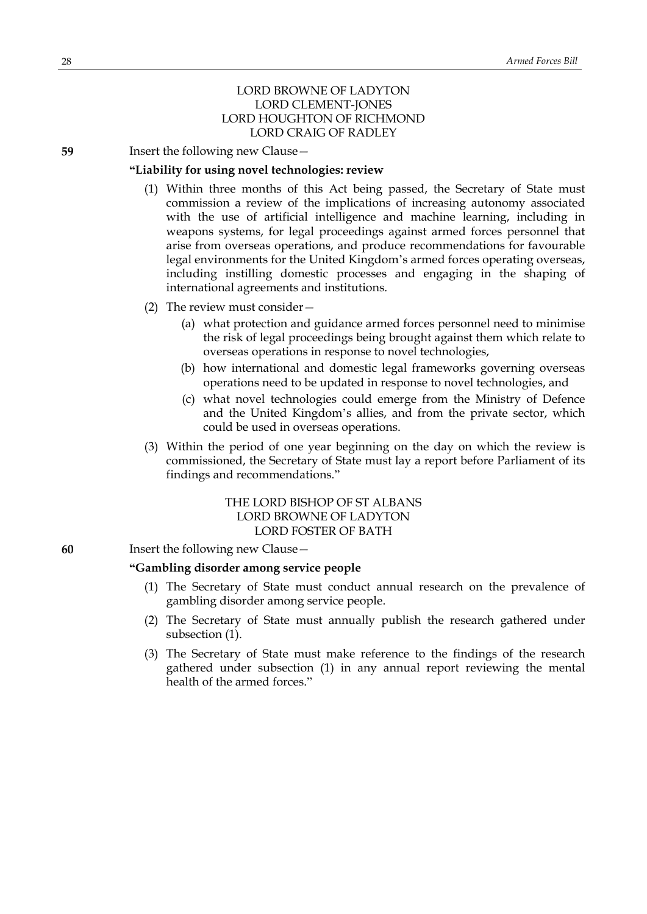LORD BROWNE OF LADYTON
LORD CLEMENT-JONES
LORD HOUGHTON OF RICHMOND
LORD CRAIG OF RADLEY

**59** Insert the following new Clause—

**"Liability for using novel technologies: review**

(1) Within three months of this Act being passed, the Secretary of State must commission a review of the implications of increasing autonomy associated with the use of artificial intelligence and machine learning, including in weapons systems, for legal proceedings against armed forces personnel that arise from overseas operations, and produce recommendations for favourable legal environments for the United Kingdom's armed forces operating overseas, including instilling domestic processes and engaging in the shaping of international agreements and institutions.

(2) The review must consider—

(a) what protection and guidance armed forces personnel need to minimise the risk of legal proceedings being brought against them which relate to overseas operations in response to novel technologies,

(b) how international and domestic legal frameworks governing overseas operations need to be updated in response to novel technologies, and

(c) what novel technologies could emerge from the Ministry of Defence and the United Kingdom's allies, and from the private sector, which could be used in overseas operations.

(3) Within the period of one year beginning on the day on which the review is commissioned, the Secretary of State must lay a report before Parliament of its findings and recommendations."

THE LORD BISHOP OF ST ALBANS
LORD BROWNE OF LADYTON
LORD FOSTER OF BATH

**60** Insert the following new Clause—

**"Gambling disorder among service people**

(1) The Secretary of State must conduct annual research on the prevalence of gambling disorder among service people.

(2) The Secretary of State must annually publish the research gathered under subsection (1).

(3) The Secretary of State must make reference to the findings of the research gathered under subsection (1) in any annual report reviewing the mental health of the armed forces."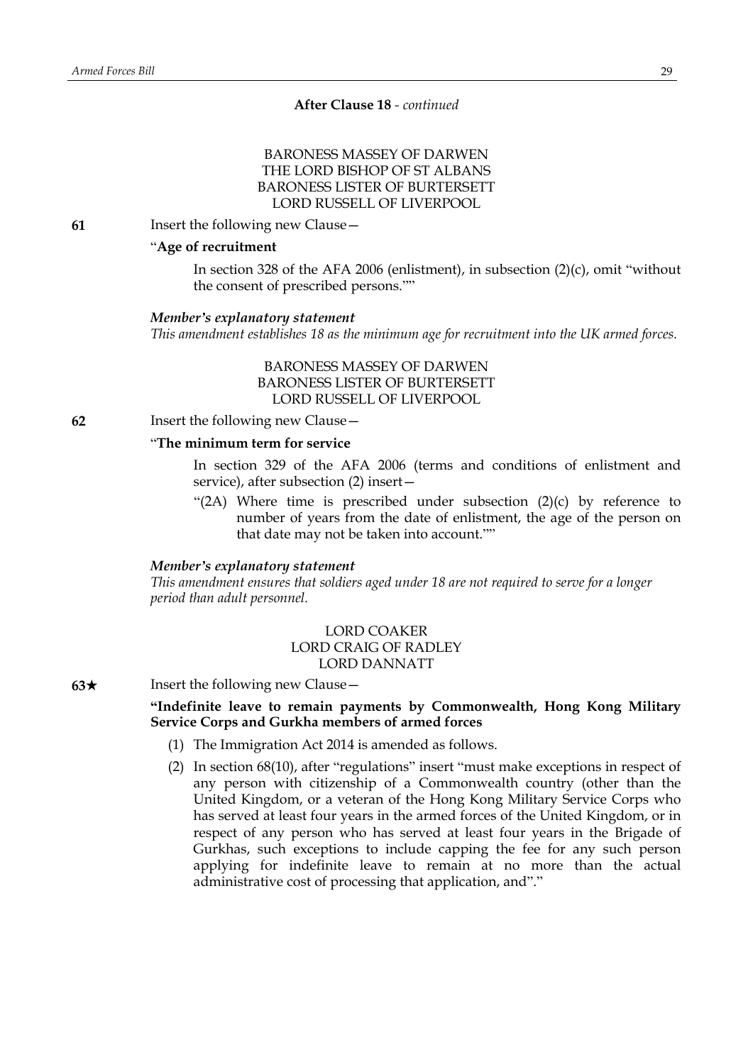**After Clause 18** - *continued*

BARONESS MASSEY OF DARWEN
THE LORD BISHOP OF ST ALBANS
BARONESS LISTER OF BURTERSETT
LORD RUSSELL OF LIVERPOOL

**61** Insert the following new Clause—

"**Age of recruitment**

In section 328 of the AFA 2006 (enlistment), in subsection (2)(c), omit "without the consent of prescribed persons.""

***Member's explanatory statement***

*This amendment establishes 18 as the minimum age for recruitment into the UK armed forces.*

BARONESS MASSEY OF DARWEN
BARONESS LISTER OF BURTERSETT
LORD RUSSELL OF LIVERPOOL

**62** Insert the following new Clause—

"**The minimum term for service**

In section 329 of the AFA 2006 (terms and conditions of enlistment and service), after subsection (2) insert—

"(2A) Where time is prescribed under subsection (2)(c) by reference to number of years from the date of enlistment, the age of the person on that date may not be taken into account.""

***Member's explanatory statement***

*This amendment ensures that soldiers aged under 18 are not required to serve for a longer period than adult personnel.*

LORD COAKER
LORD CRAIG OF RADLEY
LORD DANNATT

**63★** Insert the following new Clause—

"**Indefinite leave to remain payments by Commonwealth, Hong Kong Military Service Corps and Gurkha members of armed forces**

(1) The Immigration Act 2014 is amended as follows.

(2) In section 68(10), after "regulations" insert "must make exceptions in respect of any person with citizenship of a Commonwealth country (other than the United Kingdom, or a veteran of the Hong Kong Military Service Corps who has served at least four years in the armed forces of the United Kingdom, or in respect of any person who has served at least four years in the Brigade of Gurkhas, such exceptions to include capping the fee for any such person applying for indefinite leave to remain at no more than the actual administrative cost of processing that application, and"."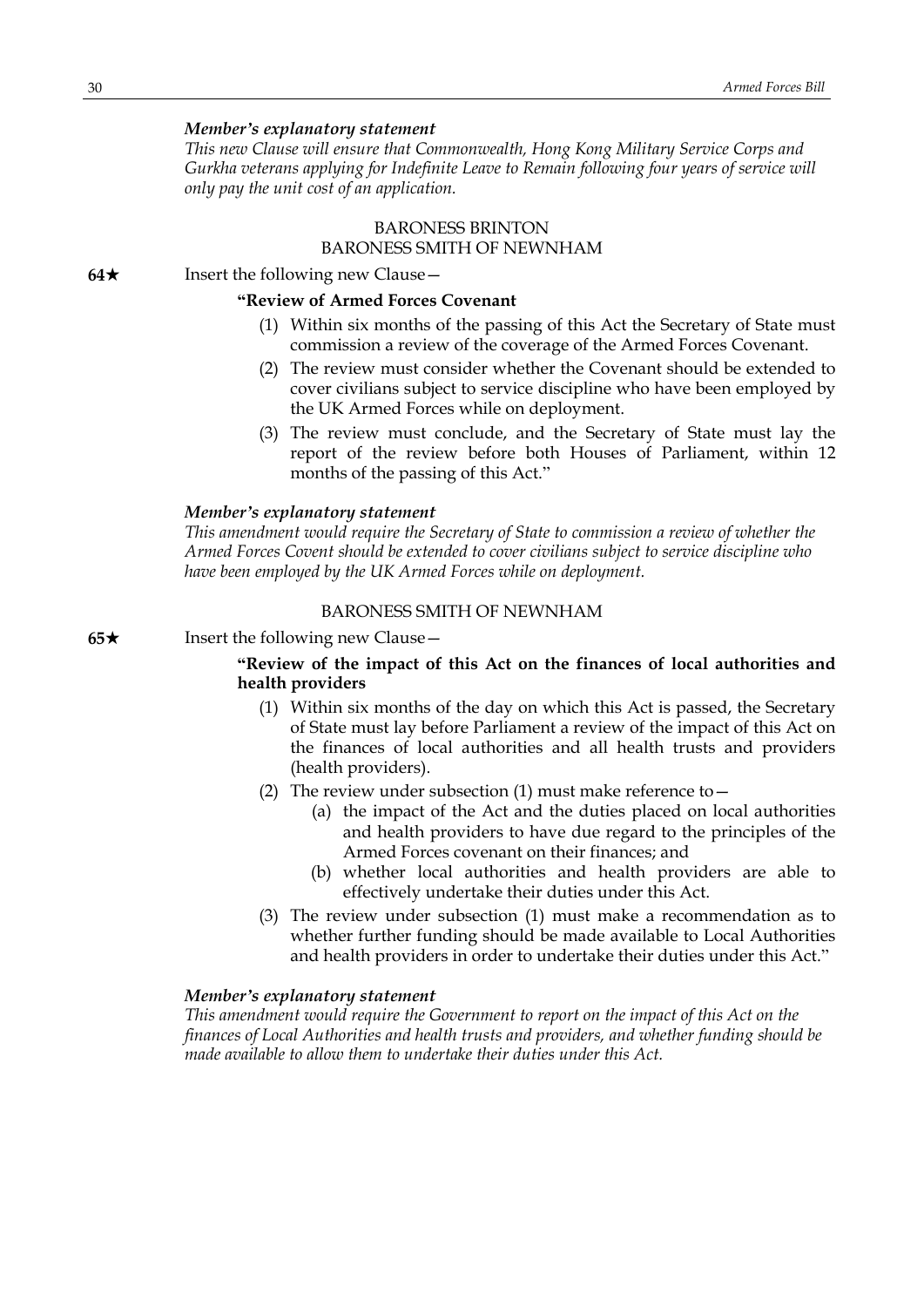*Member's explanatory statement*

*This new Clause will ensure that Commonwealth, Hong Kong Military Service Corps and Gurkha veterans applying for Indefinite Leave to Remain following four years of service will only pay the unit cost of an application.*

BARONESS BRINTON
BARONESS SMITH OF NEWNHAM

**64★** Insert the following new Clause—

**"Review of Armed Forces Covenant**

(1) Within six months of the passing of this Act the Secretary of State must commission a review of the coverage of the Armed Forces Covenant.

(2) The review must consider whether the Covenant should be extended to cover civilians subject to service discipline who have been employed by the UK Armed Forces while on deployment.

(3) The review must conclude, and the Secretary of State must lay the report of the review before both Houses of Parliament, within 12 months of the passing of this Act."

*Member's explanatory statement*

*This amendment would require the Secretary of State to commission a review of whether the Armed Forces Covent should be extended to cover civilians subject to service discipline who have been employed by the UK Armed Forces while on deployment.*

BARONESS SMITH OF NEWNHAM

**65★** Insert the following new Clause—

**"Review of the impact of this Act on the finances of local authorities and health providers**

(1) Within six months of the day on which this Act is passed, the Secretary of State must lay before Parliament a review of the impact of this Act on the finances of local authorities and all health trusts and providers (health providers).

(2) The review under subsection (1) must make reference to—

(a) the impact of the Act and the duties placed on local authorities and health providers to have due regard to the principles of the Armed Forces covenant on their finances; and

(b) whether local authorities and health providers are able to effectively undertake their duties under this Act.

(3) The review under subsection (1) must make a recommendation as to whether further funding should be made available to Local Authorities and health providers in order to undertake their duties under this Act."

*Member's explanatory statement*

*This amendment would require the Government to report on the impact of this Act on the finances of Local Authorities and health trusts and providers, and whether funding should be made available to allow them to undertake their duties under this Act.*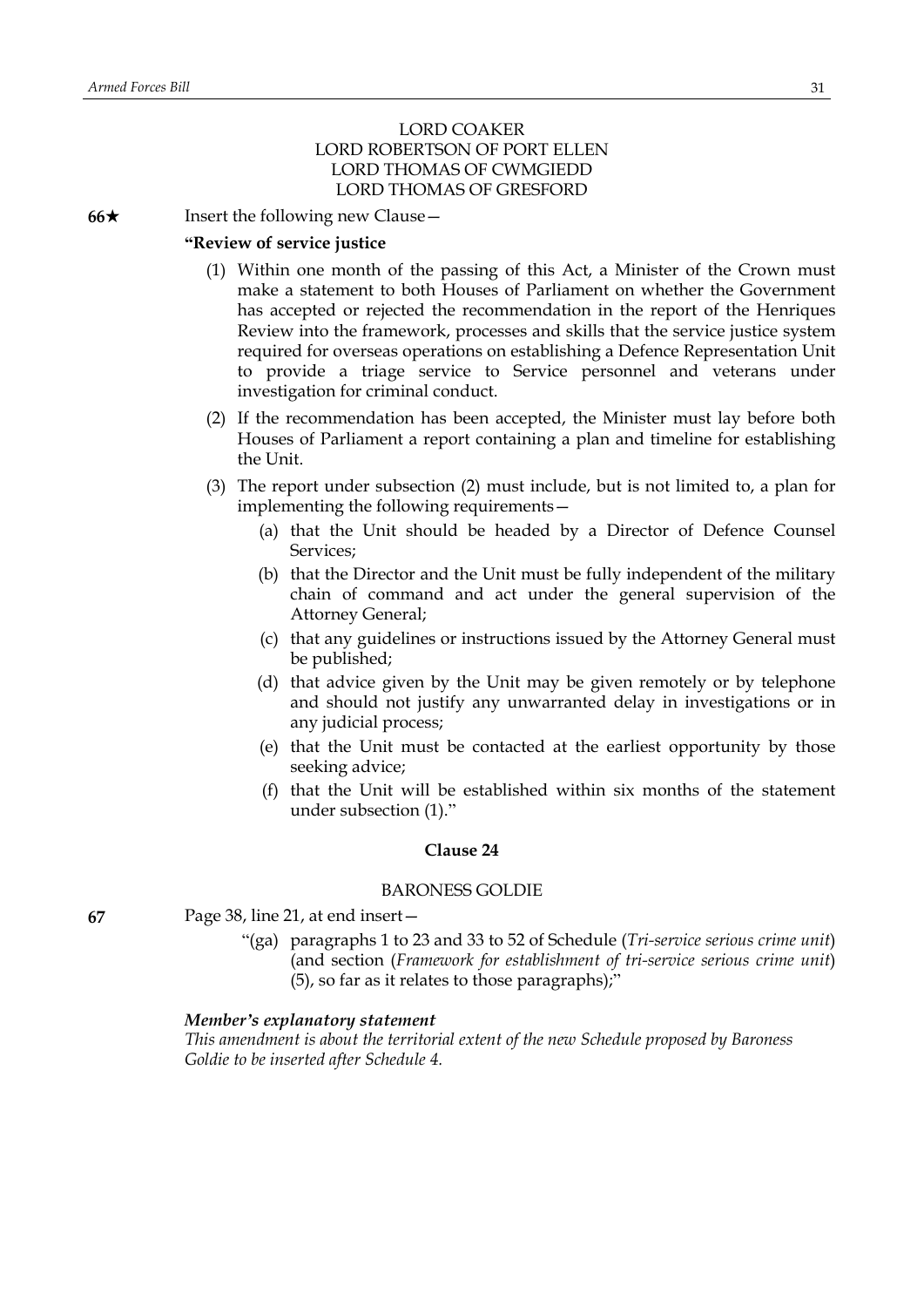LORD COAKER
LORD ROBERTSON OF PORT ELLEN
LORD THOMAS OF CWMGIEDD
LORD THOMAS OF GRESFORD

**66★** Insert the following new Clause—

**"Review of service justice**

(1) Within one month of the passing of this Act, a Minister of the Crown must make a statement to both Houses of Parliament on whether the Government has accepted or rejected the recommendation in the report of the Henriques Review into the framework, processes and skills that the service justice system required for overseas operations on establishing a Defence Representation Unit to provide a triage service to Service personnel and veterans under investigation for criminal conduct.

(2) If the recommendation has been accepted, the Minister must lay before both Houses of Parliament a report containing a plan and timeline for establishing the Unit.

(3) The report under subsection (2) must include, but is not limited to, a plan for implementing the following requirements—

(a) that the Unit should be headed by a Director of Defence Counsel Services;

(b) that the Director and the Unit must be fully independent of the military chain of command and act under the general supervision of the Attorney General;

(c) that any guidelines or instructions issued by the Attorney General must be published;

(d) that advice given by the Unit may be given remotely or by telephone and should not justify any unwarranted delay in investigations or in any judicial process;

(e) that the Unit must be contacted at the earliest opportunity by those seeking advice;

(f) that the Unit will be established within six months of the statement under subsection (1)."

**Clause 24**

BARONESS GOLDIE

**67** Page 38, line 21, at end insert—

"(ga) paragraphs 1 to 23 and 33 to 52 of Schedule (*Tri-service serious crime unit*) (and section (*Framework for establishment of tri-service serious crime unit*) (5), so far as it relates to those paragraphs);"

***Member's explanatory statement***
*This amendment is about the territorial extent of the new Schedule proposed by Baroness Goldie to be inserted after Schedule 4.*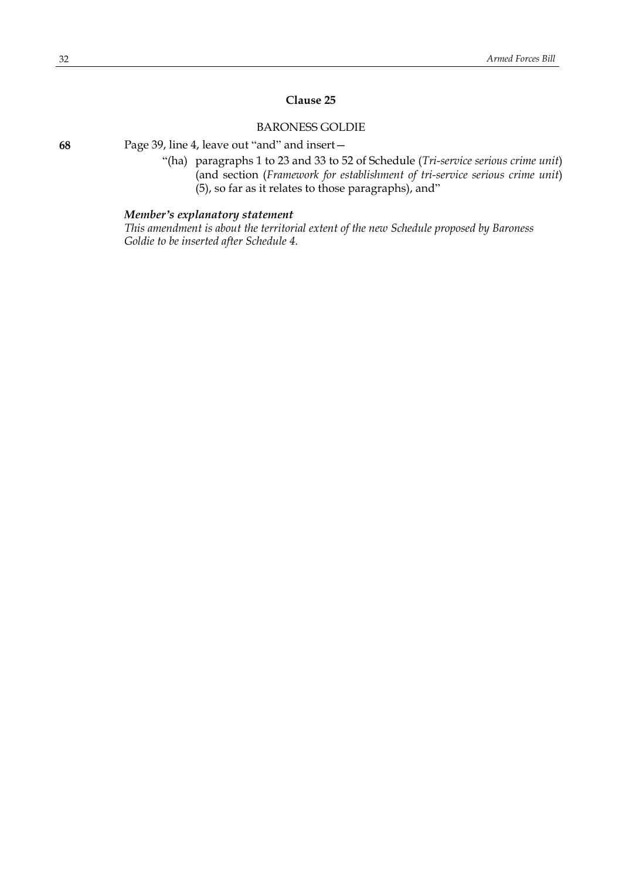## Clause 25

BARONESS GOLDIE

**68** Page 39, line 4, leave out "and" and insert—

"(ha) paragraphs 1 to 23 and 33 to 52 of Schedule (*Tri-service serious crime unit*) (and section (*Framework for establishment of tri-service serious crime unit*) (5), so far as it relates to those paragraphs), and"

***Member's explanatory statement***

*This amendment is about the territorial extent of the new Schedule proposed by Baroness Goldie to be inserted after Schedule 4.*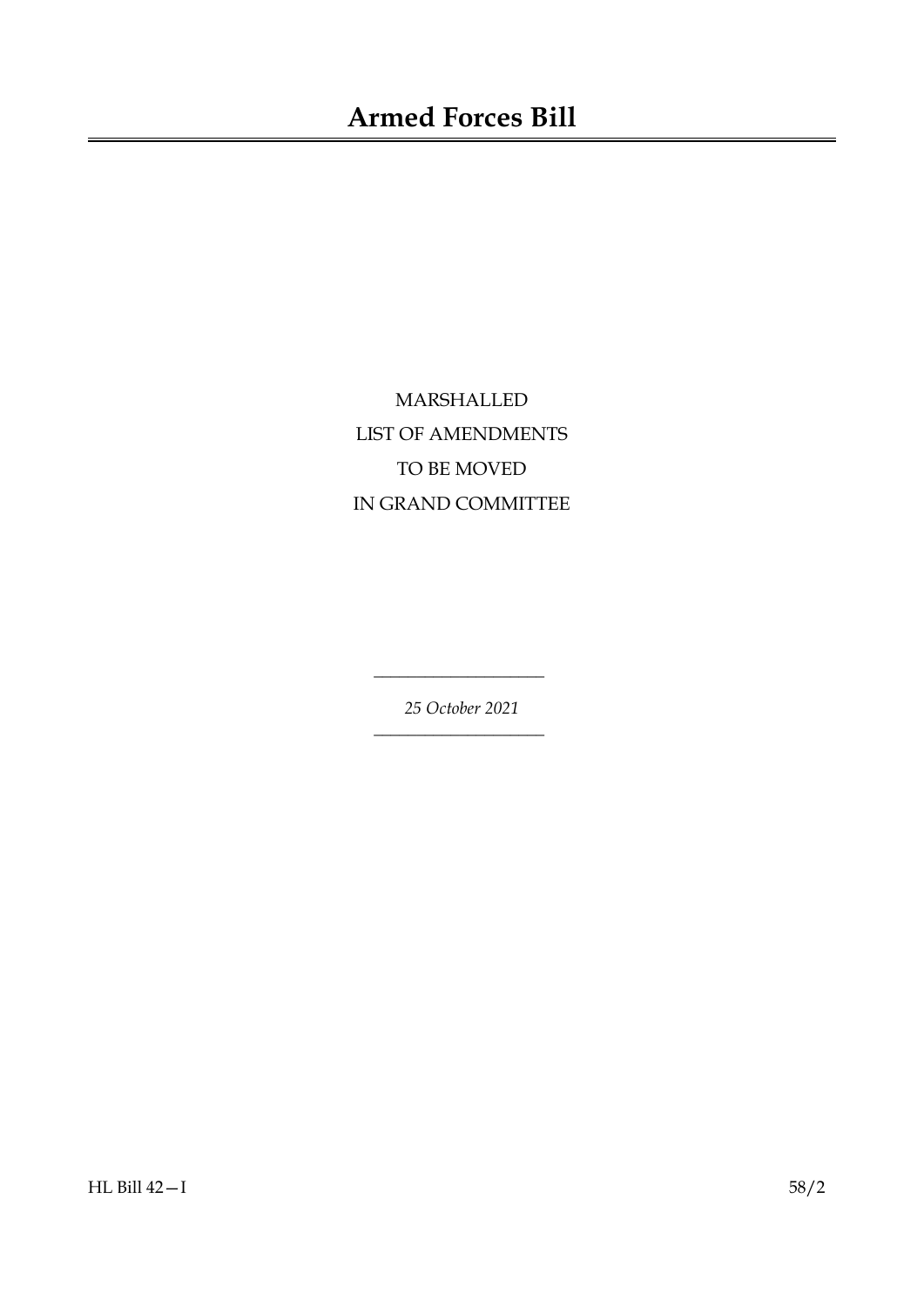# Armed Forces Bill

MARSHALLED

LIST OF AMENDMENTS

TO BE MOVED

IN GRAND COMMITTEE

*25 October 2021*

HL Bill 42—I

58/2